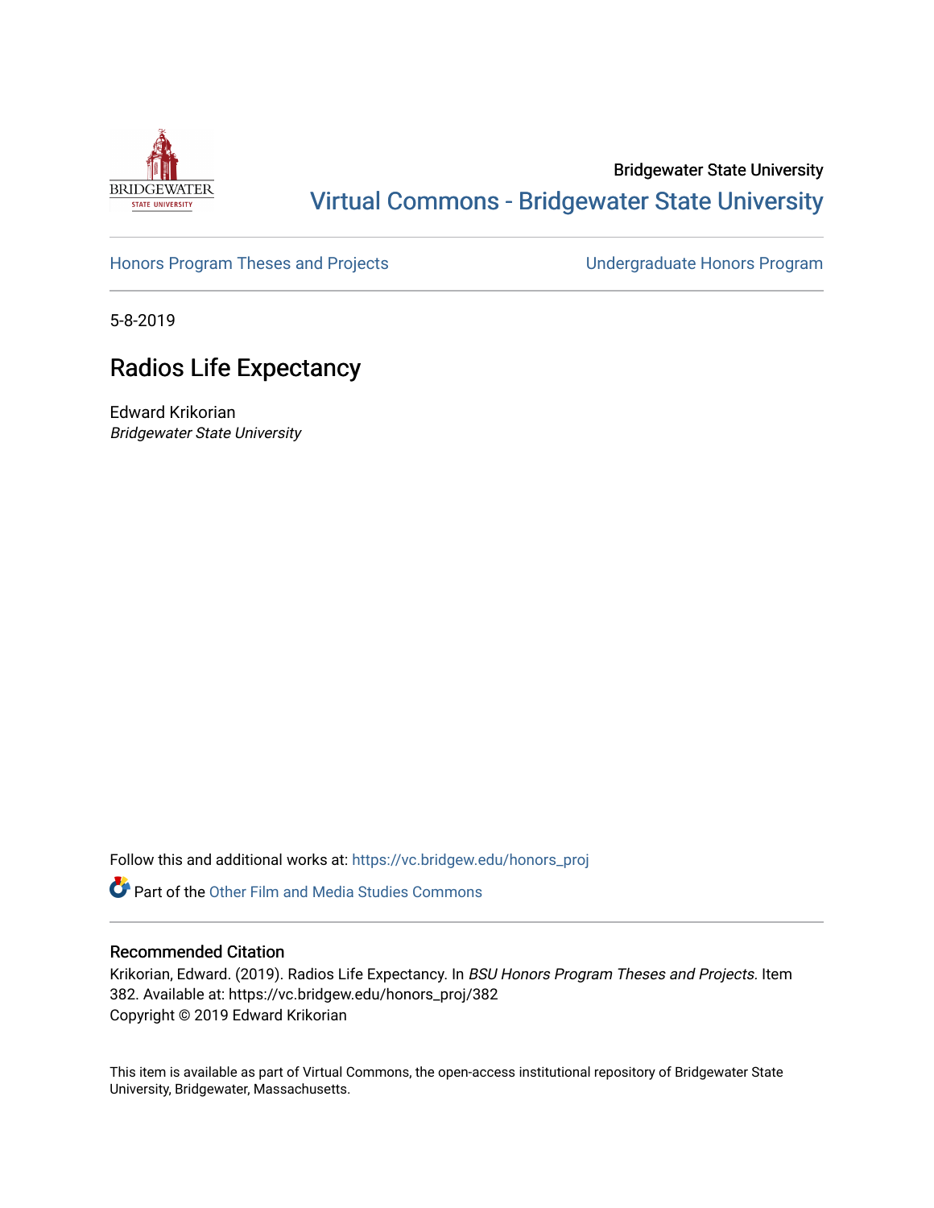Bridgewater State University

# Virtual Commons - Bridgewater State University

Honors Program Theses and Projects

Undergraduate Honors Program

5-8-2019

## Radios Life Expectancy

Edward Krikorian

*Bridgewater State University*

Follow this and additional works at: https://vc.bridgew.edu/honors_proj

Part of the Other Film and Media Studies Commons

### Recommended Citation

Krikorian, Edward. (2019). Radios Life Expectancy. In *BSU Honors Program Theses and Projects.* Item 382. Available at: https://vc.bridgew.edu/honors_proj/382
Copyright © 2019 Edward Krikorian

This item is available as part of Virtual Commons, the open-access institutional repository of Bridgewater State University, Bridgewater, Massachusetts.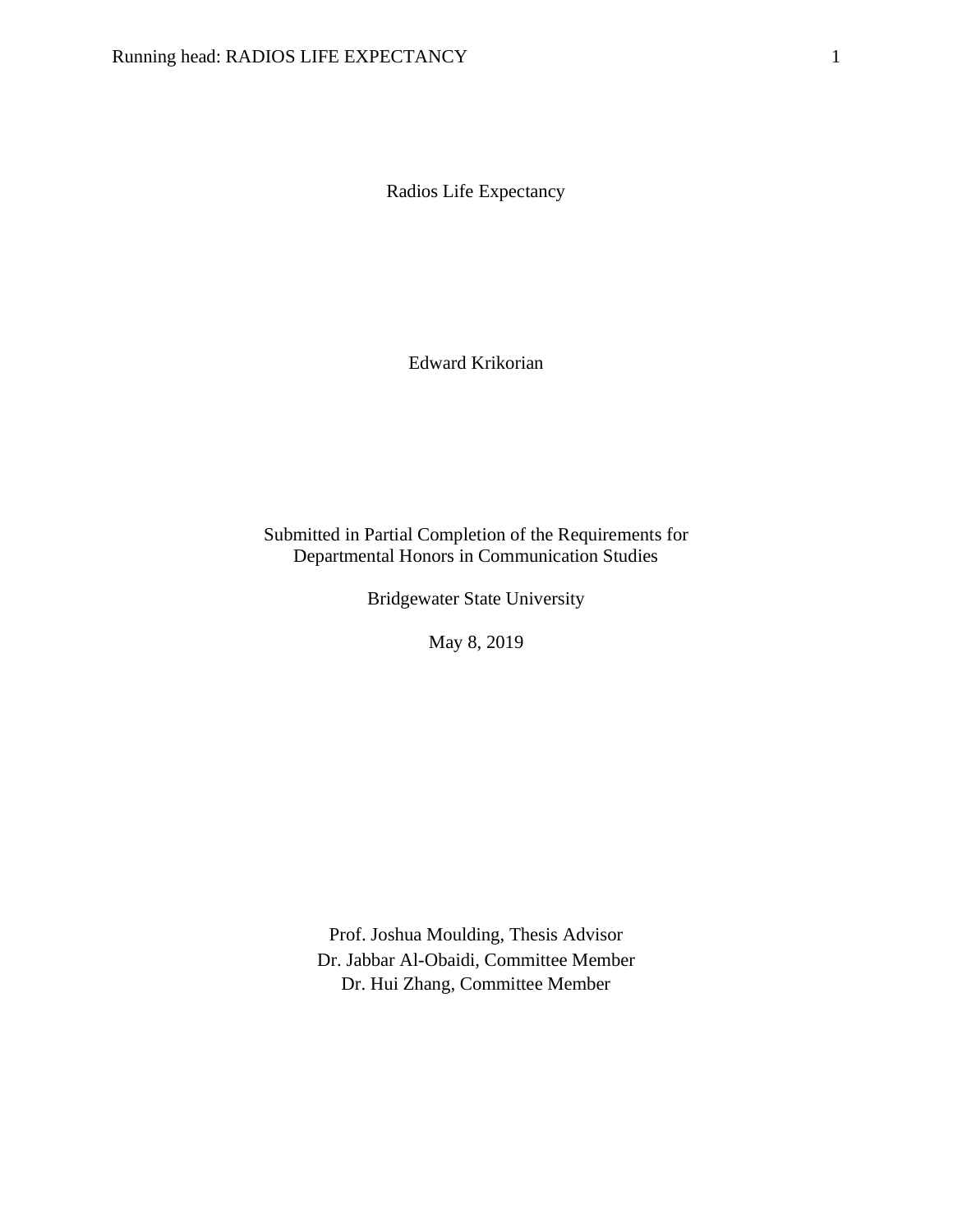Radios Life Expectancy

Edward Krikorian

Submitted in Partial Completion of the Requirements for
Departmental Honors in Communication Studies

Bridgewater State University

May 8, 2019

Prof. Joshua Moulding, Thesis Advisor
Dr. Jabbar Al-Obaidi, Committee Member
Dr. Hui Zhang, Committee Member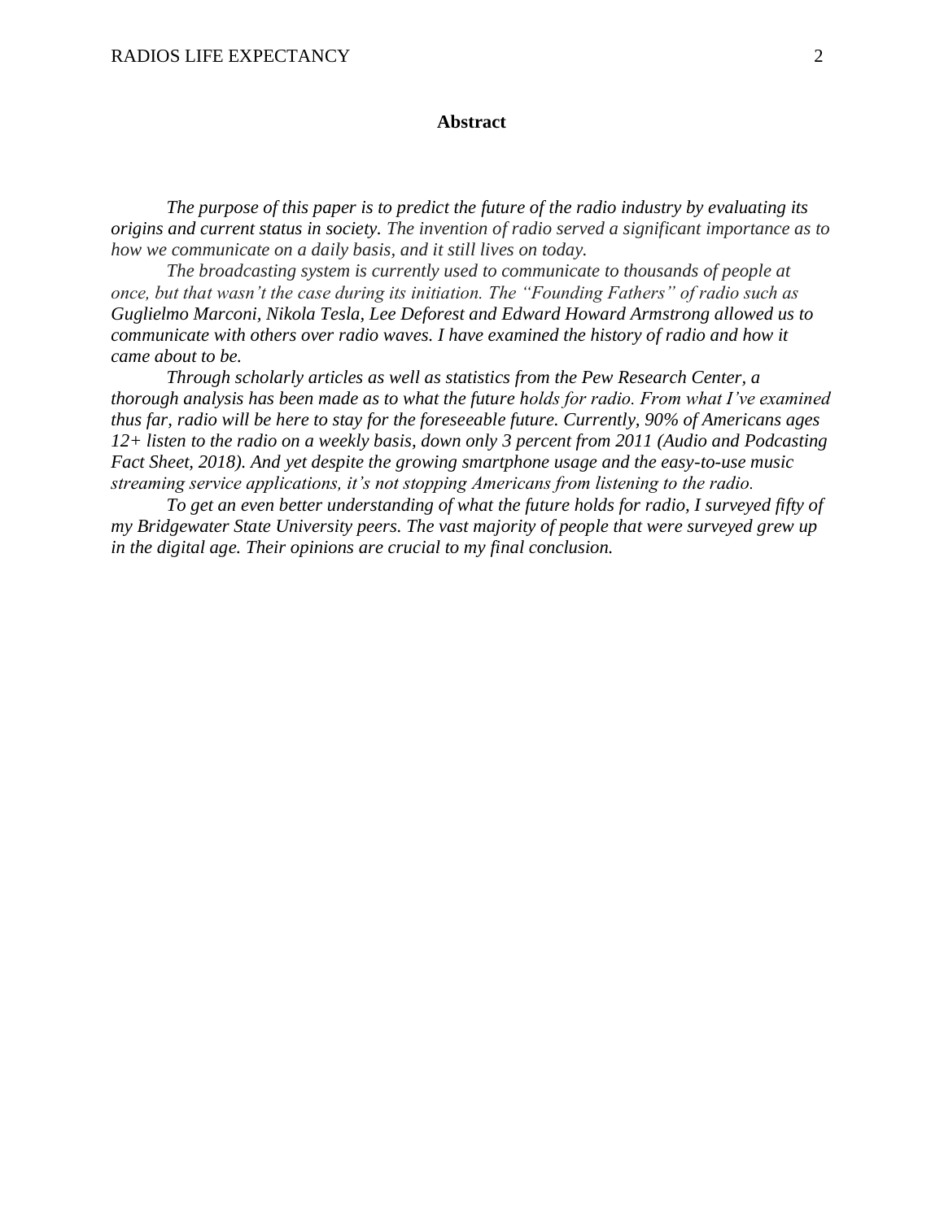# Abstract

*The purpose of this paper is to predict the future of the radio industry by evaluating its origins and current status in society. The invention of radio served a significant importance as to how we communicate on a daily basis, and it still lives on today.*

*The broadcasting system is currently used to communicate to thousands of people at once, but that wasn't the case during its initiation. The "Founding Fathers" of radio such as Guglielmo Marconi, Nikola Tesla, Lee Deforest and Edward Howard Armstrong allowed us to communicate with others over radio waves. I have examined the history of radio and how it came about to be.*

*Through scholarly articles as well as statistics from the Pew Research Center, a thorough analysis has been made as to what the future holds for radio. From what I've examined thus far, radio will be here to stay for the foreseeable future. Currently, 90% of Americans ages 12+ listen to the radio on a weekly basis, down only 3 percent from 2011 (Audio and Podcasting Fact Sheet, 2018). And yet despite the growing smartphone usage and the easy-to-use music streaming service applications, it's not stopping Americans from listening to the radio.*

*To get an even better understanding of what the future holds for radio, I surveyed fifty of my Bridgewater State University peers. The vast majority of people that were surveyed grew up in the digital age. Their opinions are crucial to my final conclusion.*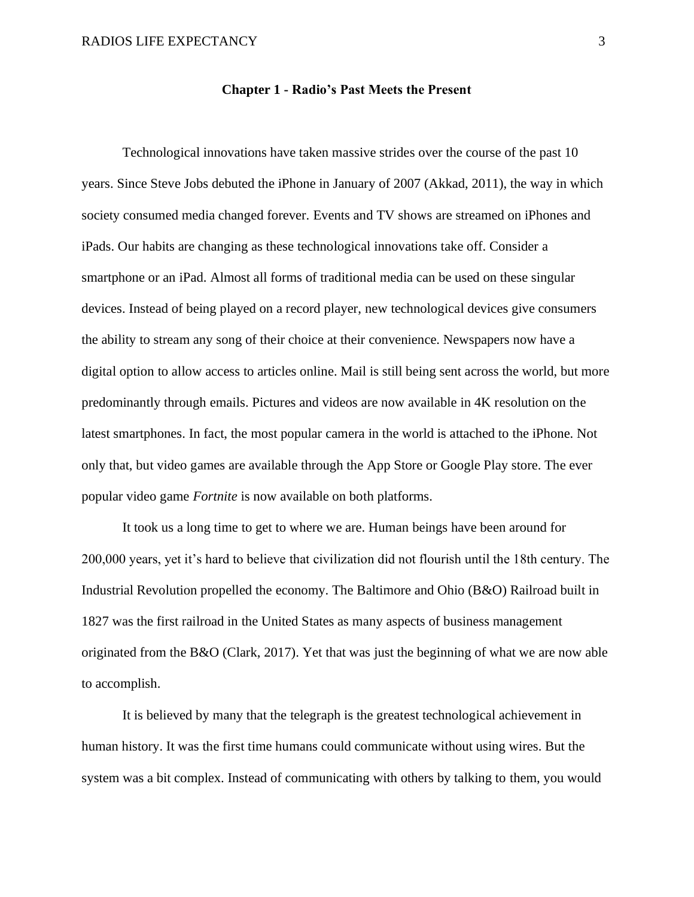## Chapter 1 - Radio's Past Meets the Present

Technological innovations have taken massive strides over the course of the past 10 years. Since Steve Jobs debuted the iPhone in January of 2007 (Akkad, 2011), the way in which society consumed media changed forever. Events and TV shows are streamed on iPhones and iPads. Our habits are changing as these technological innovations take off. Consider a smartphone or an iPad. Almost all forms of traditional media can be used on these singular devices. Instead of being played on a record player, new technological devices give consumers the ability to stream any song of their choice at their convenience. Newspapers now have a digital option to allow access to articles online. Mail is still being sent across the world, but more predominantly through emails. Pictures and videos are now available in 4K resolution on the latest smartphones. In fact, the most popular camera in the world is attached to the iPhone. Not only that, but video games are available through the App Store or Google Play store. The ever popular video game *Fortnite* is now available on both platforms.

It took us a long time to get to where we are. Human beings have been around for 200,000 years, yet it's hard to believe that civilization did not flourish until the 18th century. The Industrial Revolution propelled the economy. The Baltimore and Ohio (B&O) Railroad built in 1827 was the first railroad in the United States as many aspects of business management originated from the B&O (Clark, 2017). Yet that was just the beginning of what we are now able to accomplish.

It is believed by many that the telegraph is the greatest technological achievement in human history. It was the first time humans could communicate without using wires. But the system was a bit complex. Instead of communicating with others by talking to them, you would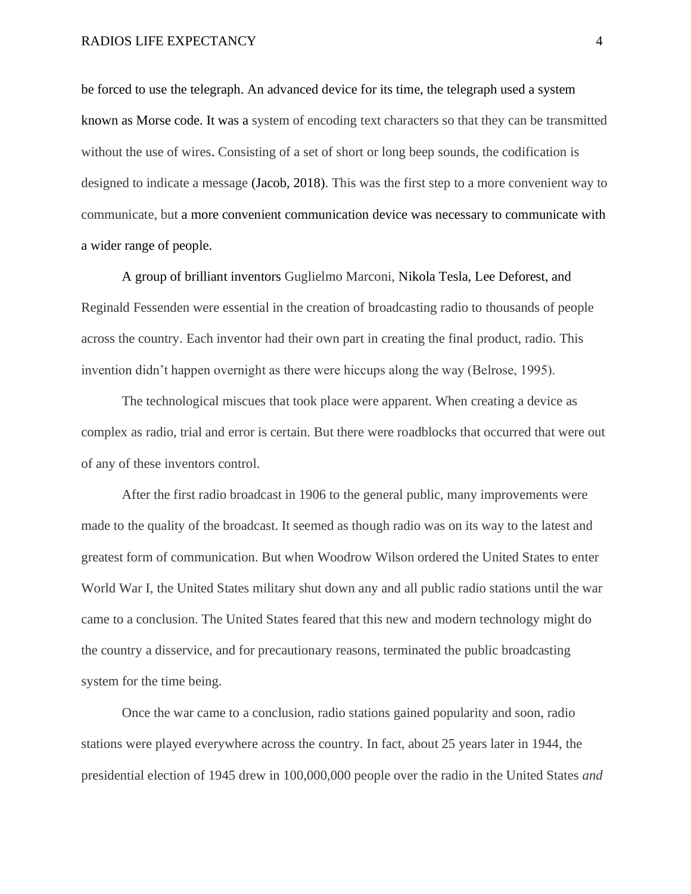be forced to use the telegraph. An advanced device for its time, the telegraph used a system known as Morse code. It was a system of encoding text characters so that they can be transmitted without the use of wires. Consisting of a set of short or long beep sounds, the codification is designed to indicate a message (Jacob, 2018). This was the first step to a more convenient way to communicate, but a more convenient communication device was necessary to communicate with a wider range of people.

A group of brilliant inventors Guglielmo Marconi, Nikola Tesla, Lee Deforest, and Reginald Fessenden were essential in the creation of broadcasting radio to thousands of people across the country. Each inventor had their own part in creating the final product, radio. This invention didn't happen overnight as there were hiccups along the way (Belrose, 1995).

The technological miscues that took place were apparent. When creating a device as complex as radio, trial and error is certain. But there were roadblocks that occurred that were out of any of these inventors control.

After the first radio broadcast in 1906 to the general public, many improvements were made to the quality of the broadcast. It seemed as though radio was on its way to the latest and greatest form of communication. But when Woodrow Wilson ordered the United States to enter World War I, the United States military shut down any and all public radio stations until the war came to a conclusion. The United States feared that this new and modern technology might do the country a disservice, and for precautionary reasons, terminated the public broadcasting system for the time being.

Once the war came to a conclusion, radio stations gained popularity and soon, radio stations were played everywhere across the country. In fact, about 25 years later in 1944, the presidential election of 1945 drew in 100,000,000 people over the radio in the United States *and*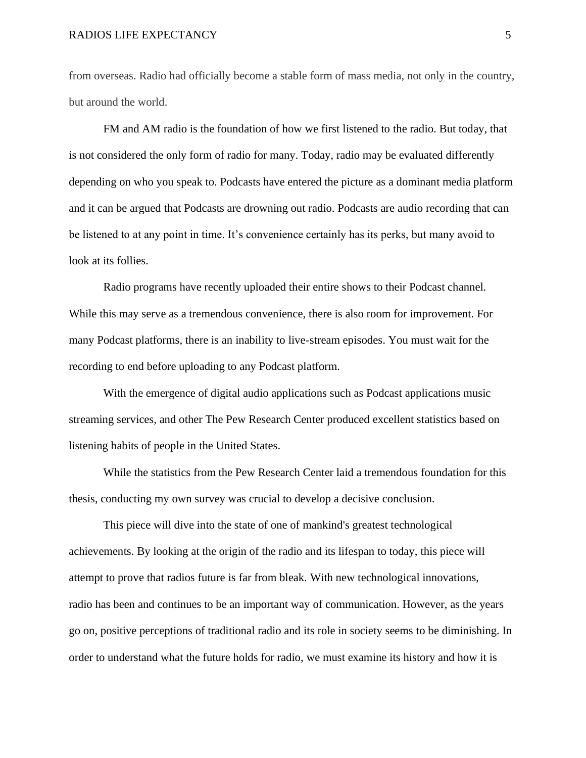from overseas. Radio had officially become a stable form of mass media, not only in the country, but around the world.

FM and AM radio is the foundation of how we first listened to the radio. But today, that is not considered the only form of radio for many. Today, radio may be evaluated differently depending on who you speak to. Podcasts have entered the picture as a dominant media platform and it can be argued that Podcasts are drowning out radio. Podcasts are audio recording that can be listened to at any point in time. It's convenience certainly has its perks, but many avoid to look at its follies.

Radio programs have recently uploaded their entire shows to their Podcast channel. While this may serve as a tremendous convenience, there is also room for improvement. For many Podcast platforms, there is an inability to live-stream episodes. You must wait for the recording to end before uploading to any Podcast platform.

With the emergence of digital audio applications such as Podcast applications music streaming services, and other The Pew Research Center produced excellent statistics based on listening habits of people in the United States.

While the statistics from the Pew Research Center laid a tremendous foundation for this thesis, conducting my own survey was crucial to develop a decisive conclusion.

This piece will dive into the state of one of mankind's greatest technological achievements. By looking at the origin of the radio and its lifespan to today, this piece will attempt to prove that radios future is far from bleak. With new technological innovations, radio has been and continues to be an important way of communication. However, as the years go on, positive perceptions of traditional radio and its role in society seems to be diminishing. In order to understand what the future holds for radio, we must examine its history and how it is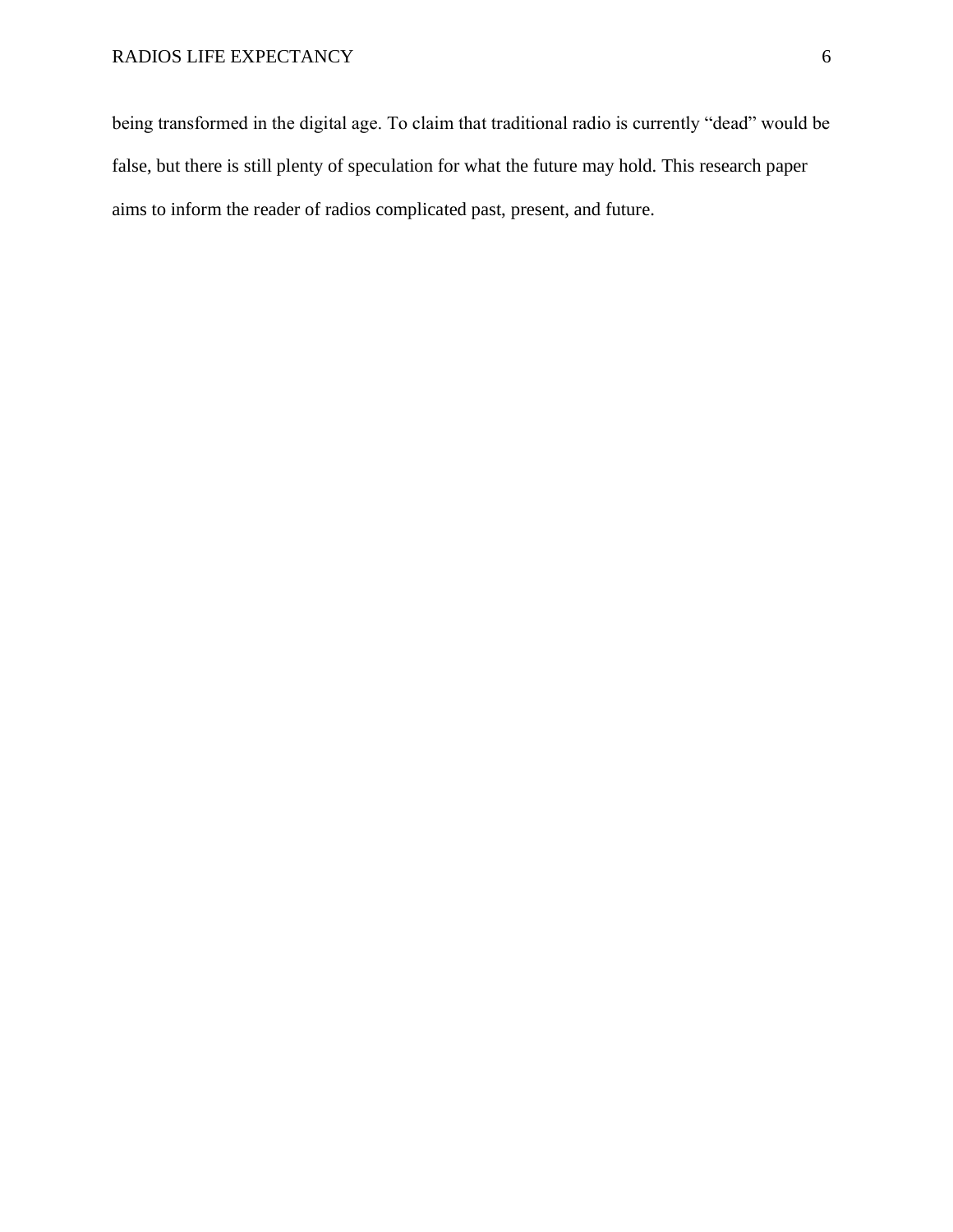being transformed in the digital age. To claim that traditional radio is currently "dead" would be false, but there is still plenty of speculation for what the future may hold. This research paper aims to inform the reader of radios complicated past, present, and future.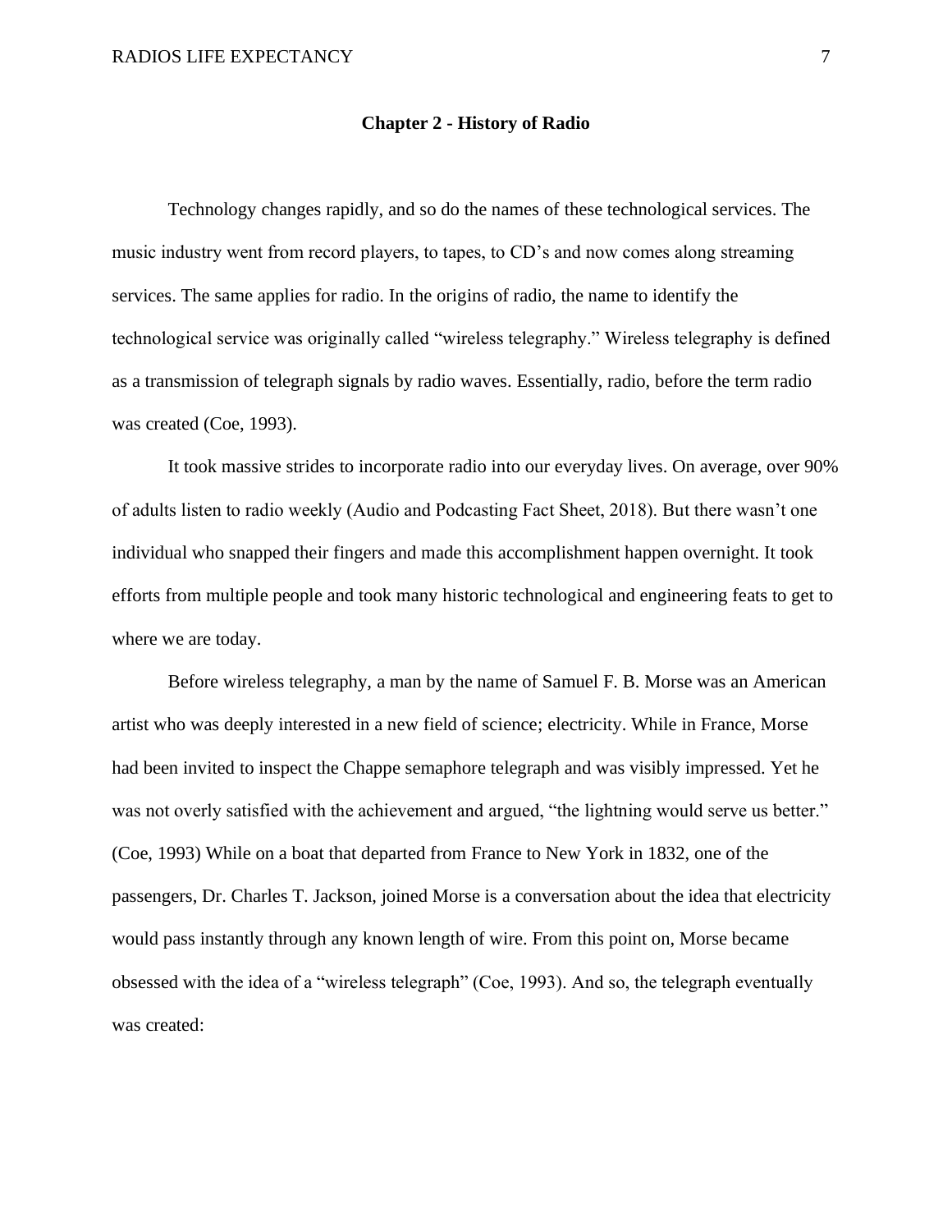## Chapter 2 - History of Radio

Technology changes rapidly, and so do the names of these technological services. The music industry went from record players, to tapes, to CD's and now comes along streaming services. The same applies for radio. In the origins of radio, the name to identify the technological service was originally called "wireless telegraphy." Wireless telegraphy is defined as a transmission of telegraph signals by radio waves. Essentially, radio, before the term radio was created (Coe, 1993).

It took massive strides to incorporate radio into our everyday lives. On average, over 90% of adults listen to radio weekly (Audio and Podcasting Fact Sheet, 2018). But there wasn't one individual who snapped their fingers and made this accomplishment happen overnight. It took efforts from multiple people and took many historic technological and engineering feats to get to where we are today.

Before wireless telegraphy, a man by the name of Samuel F. B. Morse was an American artist who was deeply interested in a new field of science; electricity. While in France, Morse had been invited to inspect the Chappe semaphore telegraph and was visibly impressed. Yet he was not overly satisfied with the achievement and argued, "the lightning would serve us better." (Coe, 1993) While on a boat that departed from France to New York in 1832, one of the passengers, Dr. Charles T. Jackson, joined Morse is a conversation about the idea that electricity would pass instantly through any known length of wire. From this point on, Morse became obsessed with the idea of a "wireless telegraph" (Coe, 1993). And so, the telegraph eventually was created: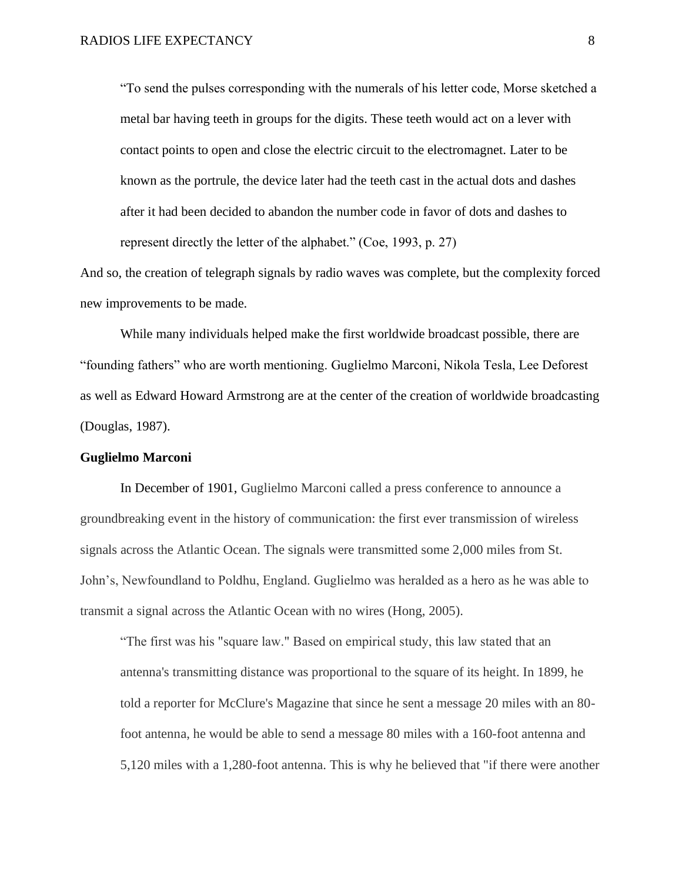> "To send the pulses corresponding with the numerals of his letter code, Morse sketched a metal bar having teeth in groups for the digits. These teeth would act on a lever with contact points to open and close the electric circuit to the electromagnet. Later to be known as the portrule, the device later had the teeth cast in the actual dots and dashes after it had been decided to abandon the number code in favor of dots and dashes to represent directly the letter of the alphabet." (Coe, 1993, p. 27)

And so, the creation of telegraph signals by radio waves was complete, but the complexity forced new improvements to be made.

While many individuals helped make the first worldwide broadcast possible, there are "founding fathers" who are worth mentioning. Guglielmo Marconi, Nikola Tesla, Lee Deforest as well as Edward Howard Armstrong are at the center of the creation of worldwide broadcasting (Douglas, 1987).

**Guglielmo Marconi**

In December of 1901, Guglielmo Marconi called a press conference to announce a groundbreaking event in the history of communication: the first ever transmission of wireless signals across the Atlantic Ocean. The signals were transmitted some 2,000 miles from St. John's, Newfoundland to Poldhu, England. Guglielmo was heralded as a hero as he was able to transmit a signal across the Atlantic Ocean with no wires (Hong, 2005).

> "The first was his "square law." Based on empirical study, this law stated that an antenna's transmitting distance was proportional to the square of its height. In 1899, he told a reporter for McClure's Magazine that since he sent a message 20 miles with an 80-foot antenna, he would be able to send a message 80 miles with a 160-foot antenna and 5,120 miles with a 1,280-foot antenna. This is why he believed that "if there were another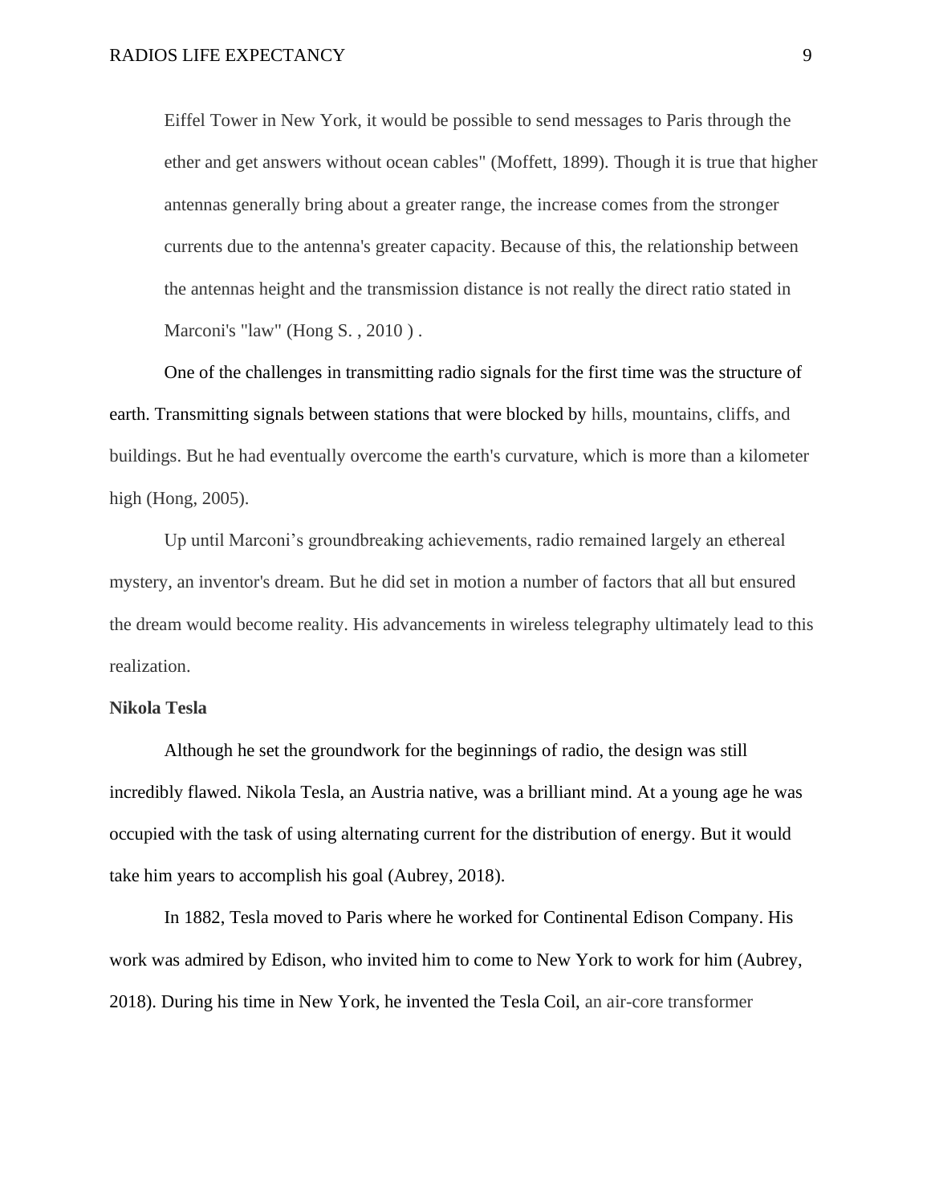Eiffel Tower in New York, it would be possible to send messages to Paris through the ether and get answers without ocean cables" (Moffett, 1899). Though it is true that higher antennas generally bring about a greater range, the increase comes from the stronger currents due to the antenna's greater capacity. Because of this, the relationship between the antennas height and the transmission distance is not really the direct ratio stated in Marconi's "law" (Hong S. , 2010 ) .

One of the challenges in transmitting radio signals for the first time was the structure of earth. Transmitting signals between stations that were blocked by hills, mountains, cliffs, and buildings. But he had eventually overcome the earth's curvature, which is more than a kilometer high (Hong, 2005).

Up until Marconi's groundbreaking achievements, radio remained largely an ethereal mystery, an inventor's dream. But he did set in motion a number of factors that all but ensured the dream would become reality. His advancements in wireless telegraphy ultimately lead to this realization.

**Nikola Tesla**

Although he set the groundwork for the beginnings of radio, the design was still incredibly flawed. Nikola Tesla, an Austria native, was a brilliant mind. At a young age he was occupied with the task of using alternating current for the distribution of energy. But it would take him years to accomplish his goal (Aubrey, 2018).

In 1882, Tesla moved to Paris where he worked for Continental Edison Company. His work was admired by Edison, who invited him to come to New York to work for him (Aubrey, 2018). During his time in New York, he invented the Tesla Coil, an air-core transformer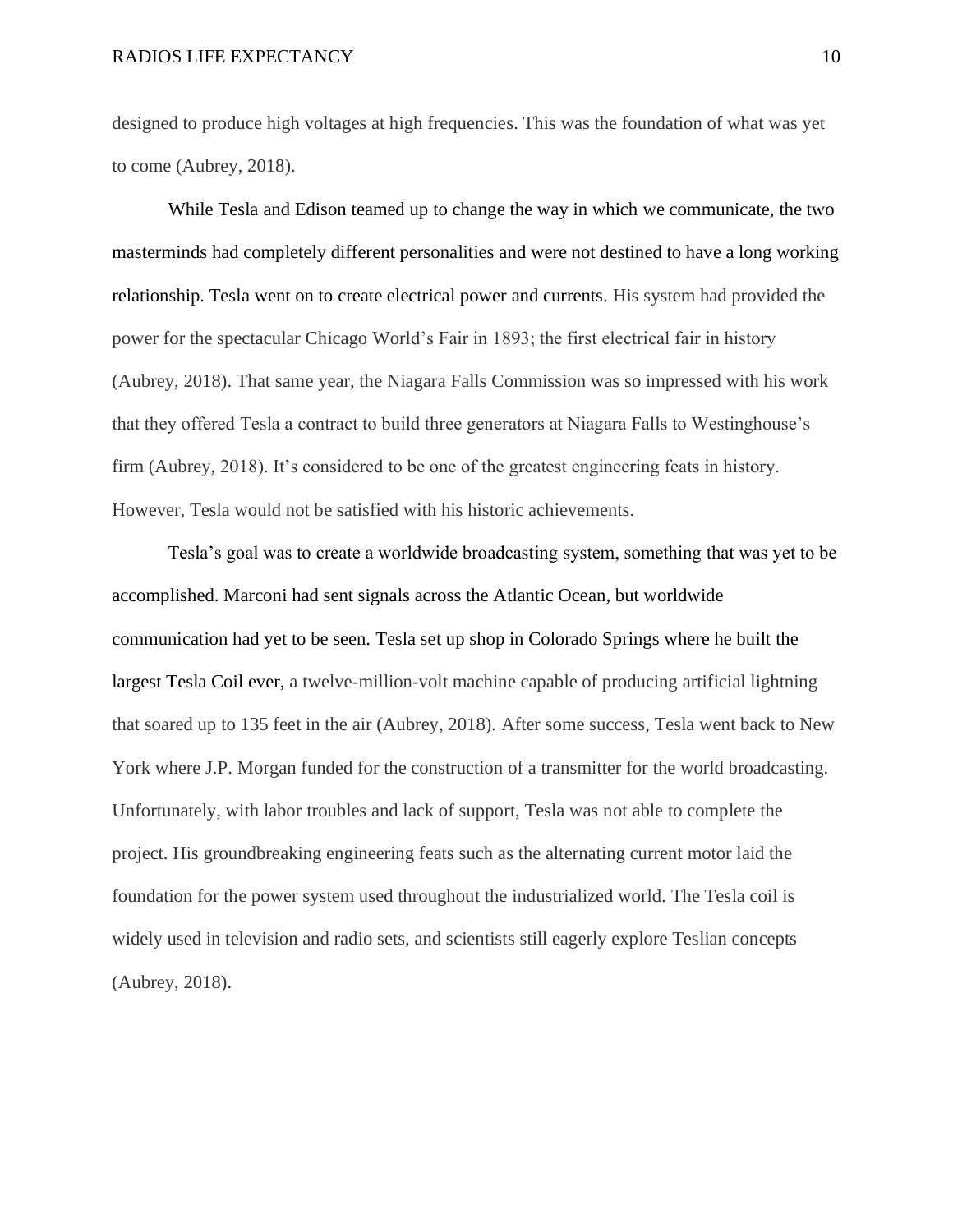designed to produce high voltages at high frequencies. This was the foundation of what was yet to come (Aubrey, 2018).

While Tesla and Edison teamed up to change the way in which we communicate, the two masterminds had completely different personalities and were not destined to have a long working relationship. Tesla went on to create electrical power and currents. His system had provided the power for the spectacular Chicago World's Fair in 1893; the first electrical fair in history (Aubrey, 2018). That same year, the Niagara Falls Commission was so impressed with his work that they offered Tesla a contract to build three generators at Niagara Falls to Westinghouse's firm (Aubrey, 2018). It's considered to be one of the greatest engineering feats in history. However, Tesla would not be satisfied with his historic achievements.

Tesla's goal was to create a worldwide broadcasting system, something that was yet to be accomplished. Marconi had sent signals across the Atlantic Ocean, but worldwide communication had yet to be seen. Tesla set up shop in Colorado Springs where he built the largest Tesla Coil ever, a twelve-million-volt machine capable of producing artificial lightning that soared up to 135 feet in the air (Aubrey, 2018). After some success, Tesla went back to New York where J.P. Morgan funded for the construction of a transmitter for the world broadcasting. Unfortunately, with labor troubles and lack of support, Tesla was not able to complete the project. His groundbreaking engineering feats such as the alternating current motor laid the foundation for the power system used throughout the industrialized world. The Tesla coil is widely used in television and radio sets, and scientists still eagerly explore Teslian concepts (Aubrey, 2018).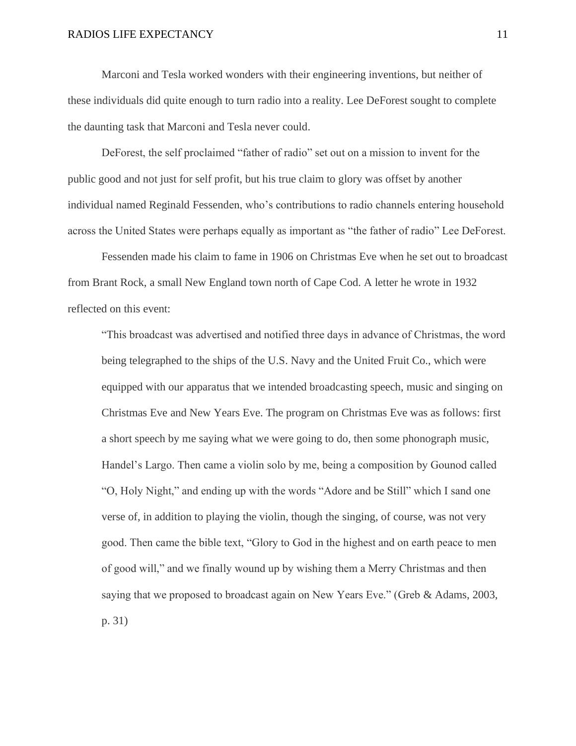Marconi and Tesla worked wonders with their engineering inventions, but neither of these individuals did quite enough to turn radio into a reality. Lee DeForest sought to complete the daunting task that Marconi and Tesla never could.

DeForest, the self proclaimed "father of radio" set out on a mission to invent for the public good and not just for self profit, but his true claim to glory was offset by another individual named Reginald Fessenden, who's contributions to radio channels entering household across the United States were perhaps equally as important as "the father of radio" Lee DeForest.

Fessenden made his claim to fame in 1906 on Christmas Eve when he set out to broadcast from Brant Rock, a small New England town north of Cape Cod. A letter he wrote in 1932 reflected on this event:

> "This broadcast was advertised and notified three days in advance of Christmas, the word being telegraphed to the ships of the U.S. Navy and the United Fruit Co., which were equipped with our apparatus that we intended broadcasting speech, music and singing on Christmas Eve and New Years Eve. The program on Christmas Eve was as follows: first a short speech by me saying what we were going to do, then some phonograph music, Handel's Largo. Then came a violin solo by me, being a composition by Gounod called "O, Holy Night," and ending up with the words "Adore and be Still" which I sand one verse of, in addition to playing the violin, though the singing, of course, was not very good. Then came the bible text, "Glory to God in the highest and on earth peace to men of good will," and we finally wound up by wishing them a Merry Christmas and then saying that we proposed to broadcast again on New Years Eve." (Greb & Adams, 2003, p. 31)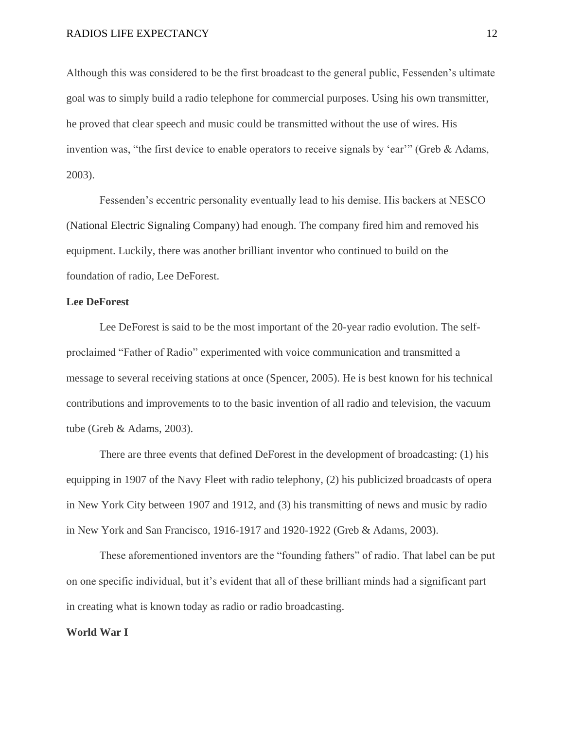Although this was considered to be the first broadcast to the general public, Fessenden's ultimate goal was to simply build a radio telephone for commercial purposes. Using his own transmitter, he proved that clear speech and music could be transmitted without the use of wires. His invention was, "the first device to enable operators to receive signals by 'ear'" (Greb & Adams, 2003).

Fessenden's eccentric personality eventually lead to his demise. His backers at NESCO (National Electric Signaling Company) had enough. The company fired him and removed his equipment. Luckily, there was another brilliant inventor who continued to build on the foundation of radio, Lee DeForest.

**Lee DeForest**

Lee DeForest is said to be the most important of the 20-year radio evolution. The self-proclaimed "Father of Radio" experimented with voice communication and transmitted a message to several receiving stations at once (Spencer, 2005). He is best known for his technical contributions and improvements to to the basic invention of all radio and television, the vacuum tube (Greb & Adams, 2003).

There are three events that defined DeForest in the development of broadcasting: (1) his equipping in 1907 of the Navy Fleet with radio telephony, (2) his publicized broadcasts of opera in New York City between 1907 and 1912, and (3) his transmitting of news and music by radio in New York and San Francisco, 1916-1917 and 1920-1922 (Greb & Adams, 2003).

These aforementioned inventors are the "founding fathers" of radio. That label can be put on one specific individual, but it's evident that all of these brilliant minds had a significant part in creating what is known today as radio or radio broadcasting.

**World War I**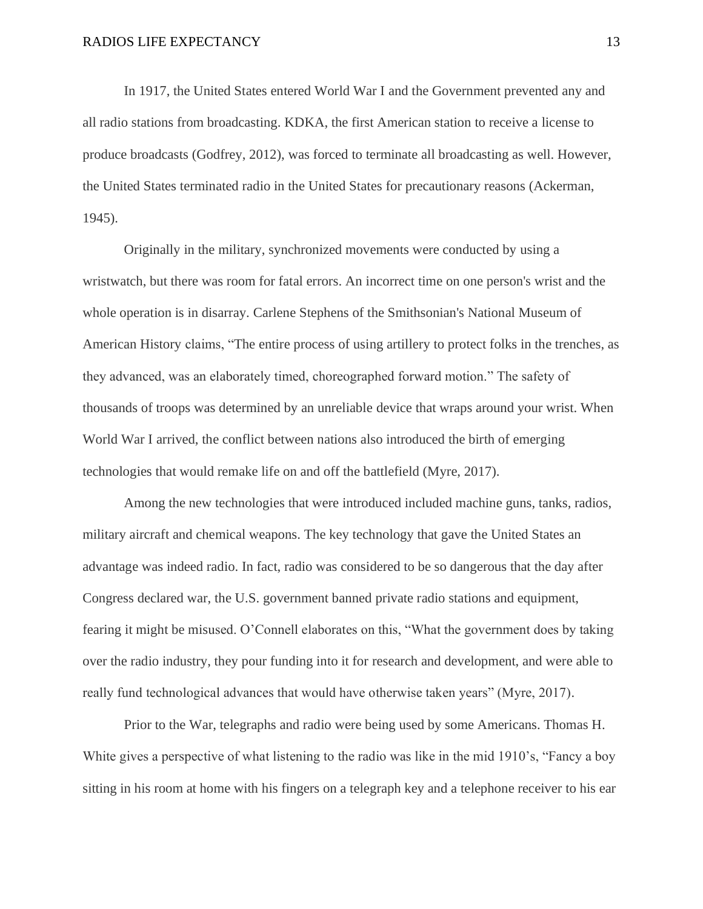In 1917, the United States entered World War I and the Government prevented any and all radio stations from broadcasting. KDKA, the first American station to receive a license to produce broadcasts (Godfrey, 2012), was forced to terminate all broadcasting as well. However, the United States terminated radio in the United States for precautionary reasons (Ackerman, 1945).

Originally in the military, synchronized movements were conducted by using a wristwatch, but there was room for fatal errors. An incorrect time on one person's wrist and the whole operation is in disarray. Carlene Stephens of the Smithsonian's National Museum of American History claims, "The entire process of using artillery to protect folks in the trenches, as they advanced, was an elaborately timed, choreographed forward motion." The safety of thousands of troops was determined by an unreliable device that wraps around your wrist. When World War I arrived, the conflict between nations also introduced the birth of emerging technologies that would remake life on and off the battlefield (Myre, 2017).

Among the new technologies that were introduced included machine guns, tanks, radios, military aircraft and chemical weapons. The key technology that gave the United States an advantage was indeed radio. In fact, radio was considered to be so dangerous that the day after Congress declared war, the U.S. government banned private radio stations and equipment, fearing it might be misused. O'Connell elaborates on this, "What the government does by taking over the radio industry, they pour funding into it for research and development, and were able to really fund technological advances that would have otherwise taken years" (Myre, 2017).

Prior to the War, telegraphs and radio were being used by some Americans. Thomas H. White gives a perspective of what listening to the radio was like in the mid 1910's, "Fancy a boy sitting in his room at home with his fingers on a telegraph key and a telephone receiver to his ear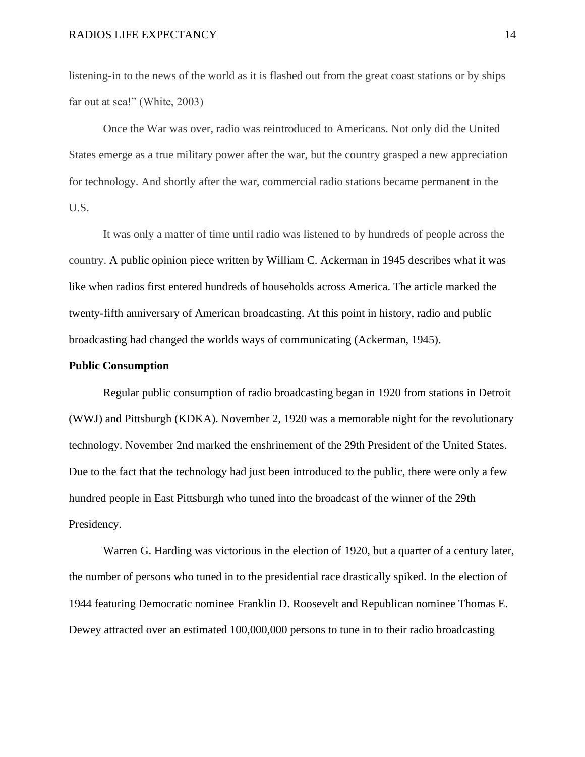listening-in to the news of the world as it is flashed out from the great coast stations or by ships far out at sea!" (White, 2003)

Once the War was over, radio was reintroduced to Americans. Not only did the United States emerge as a true military power after the war, but the country grasped a new appreciation for technology. And shortly after the war, commercial radio stations became permanent in the U.S.

It was only a matter of time until radio was listened to by hundreds of people across the country. A public opinion piece written by William C. Ackerman in 1945 describes what it was like when radios first entered hundreds of households across America. The article marked the twenty-fifth anniversary of American broadcasting. At this point in history, radio and public broadcasting had changed the worlds ways of communicating (Ackerman, 1945).

**Public Consumption**

Regular public consumption of radio broadcasting began in 1920 from stations in Detroit (WWJ) and Pittsburgh (KDKA). November 2, 1920 was a memorable night for the revolutionary technology. November 2nd marked the enshrinement of the 29th President of the United States. Due to the fact that the technology had just been introduced to the public, there were only a few hundred people in East Pittsburgh who tuned into the broadcast of the winner of the 29th Presidency.

Warren G. Harding was victorious in the election of 1920, but a quarter of a century later, the number of persons who tuned in to the presidential race drastically spiked. In the election of 1944 featuring Democratic nominee Franklin D. Roosevelt and Republican nominee Thomas E. Dewey attracted over an estimated 100,000,000 persons to tune in to their radio broadcasting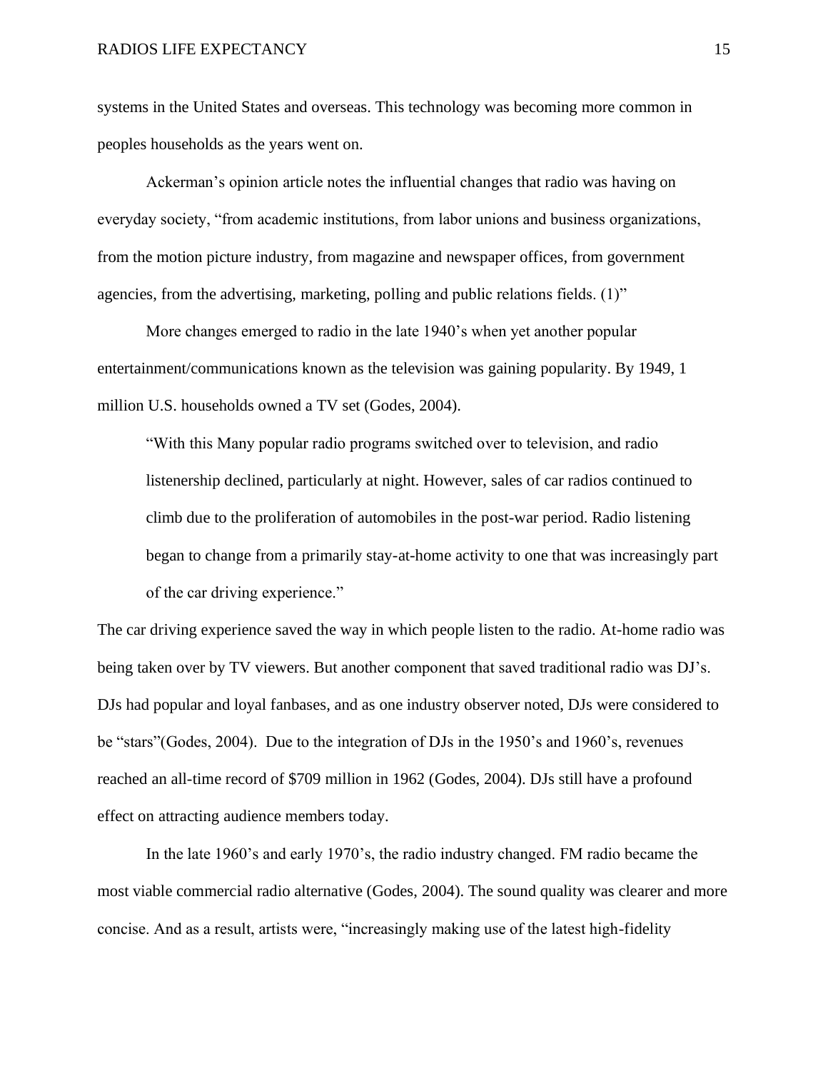systems in the United States and overseas. This technology was becoming more common in peoples households as the years went on.

Ackerman's opinion article notes the influential changes that radio was having on everyday society, "from academic institutions, from labor unions and business organizations, from the motion picture industry, from magazine and newspaper offices, from government agencies, from the advertising, marketing, polling and public relations fields. (1)"

More changes emerged to radio in the late 1940's when yet another popular entertainment/communications known as the television was gaining popularity. By 1949, 1 million U.S. households owned a TV set (Godes, 2004).

> "With this Many popular radio programs switched over to television, and radio listenership declined, particularly at night. However, sales of car radios continued to climb due to the proliferation of automobiles in the post-war period. Radio listening began to change from a primarily stay-at-home activity to one that was increasingly part of the car driving experience."

The car driving experience saved the way in which people listen to the radio. At-home radio was being taken over by TV viewers. But another component that saved traditional radio was DJ's. DJs had popular and loyal fanbases, and as one industry observer noted, DJs were considered to be "stars"(Godes, 2004). Due to the integration of DJs in the 1950's and 1960's, revenues reached an all-time record of $709 million in 1962 (Godes, 2004). DJs still have a profound effect on attracting audience members today.

In the late 1960's and early 1970's, the radio industry changed. FM radio became the most viable commercial radio alternative (Godes, 2004). The sound quality was clearer and more concise. And as a result, artists were, "increasingly making use of the latest high-fidelity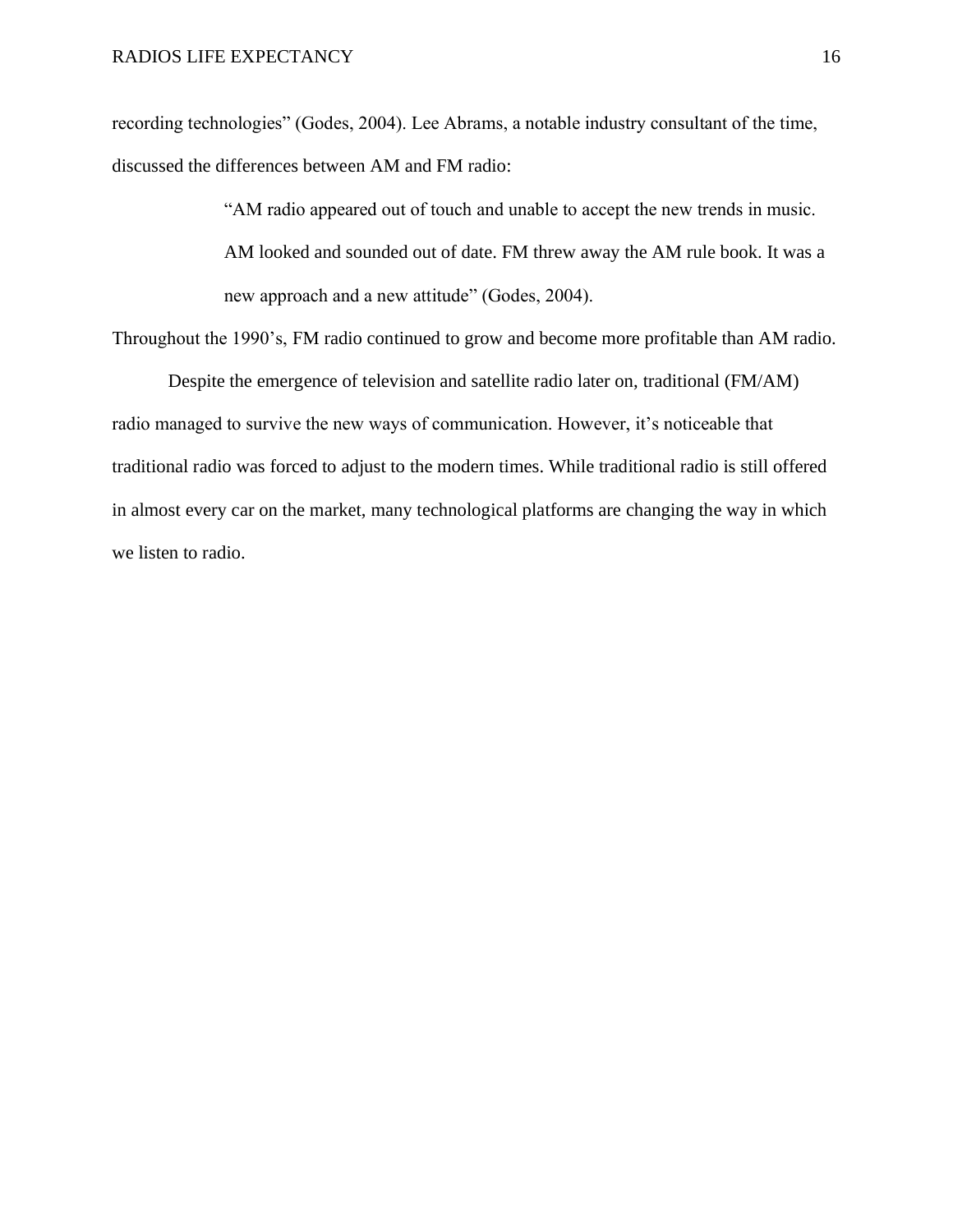recording technologies" (Godes, 2004). Lee Abrams, a notable industry consultant of the time, discussed the differences between AM and FM radio:

> "AM radio appeared out of touch and unable to accept the new trends in music. AM looked and sounded out of date. FM threw away the AM rule book. It was a new approach and a new attitude" (Godes, 2004).

Throughout the 1990's, FM radio continued to grow and become more profitable than AM radio.

Despite the emergence of television and satellite radio later on, traditional (FM/AM) radio managed to survive the new ways of communication. However, it's noticeable that traditional radio was forced to adjust to the modern times. While traditional radio is still offered in almost every car on the market, many technological platforms are changing the way in which we listen to radio.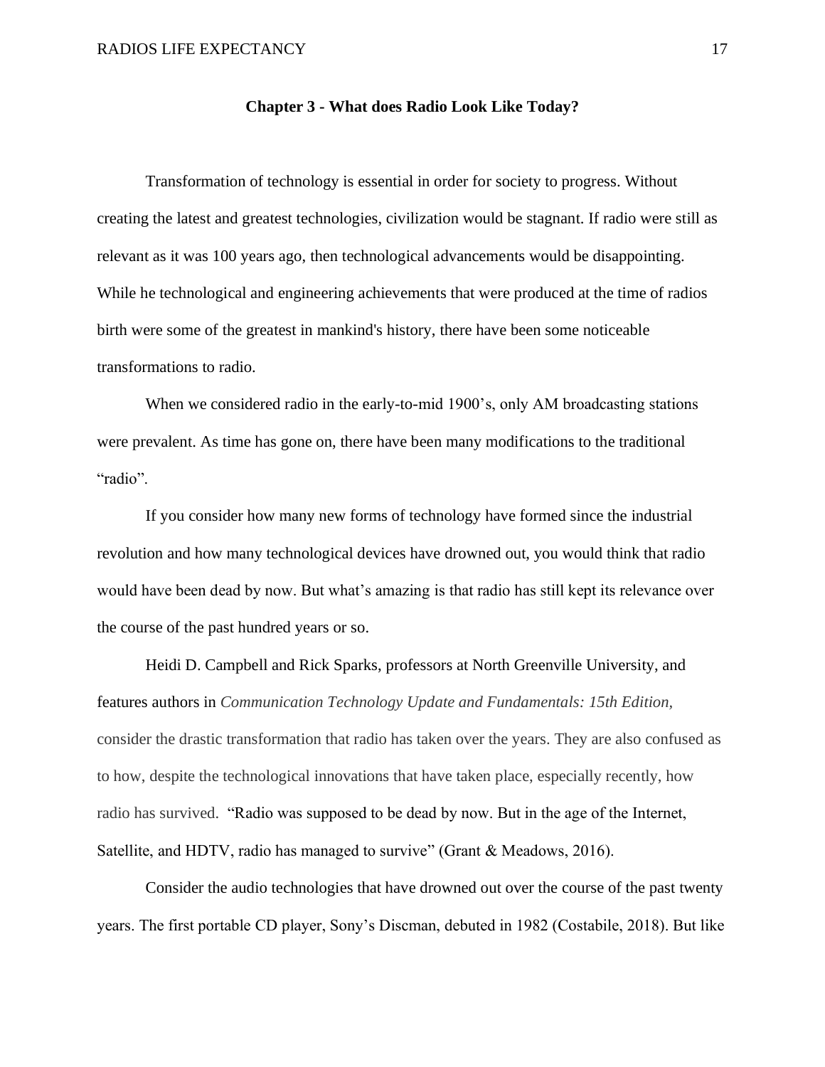## Chapter 3 - What does Radio Look Like Today?

Transformation of technology is essential in order for society to progress. Without creating the latest and greatest technologies, civilization would be stagnant. If radio were still as relevant as it was 100 years ago, then technological advancements would be disappointing. While he technological and engineering achievements that were produced at the time of radios birth were some of the greatest in mankind's history, there have been some noticeable transformations to radio.

When we considered radio in the early-to-mid 1900's, only AM broadcasting stations were prevalent. As time has gone on, there have been many modifications to the traditional "radio".

If you consider how many new forms of technology have formed since the industrial revolution and how many technological devices have drowned out, you would think that radio would have been dead by now. But what's amazing is that radio has still kept its relevance over the course of the past hundred years or so.

Heidi D. Campbell and Rick Sparks, professors at North Greenville University, and features authors in *Communication Technology Update and Fundamentals: 15th Edition,* consider the drastic transformation that radio has taken over the years. They are also confused as to how, despite the technological innovations that have taken place, especially recently, how radio has survived. "Radio was supposed to be dead by now. But in the age of the Internet, Satellite, and HDTV, radio has managed to survive" (Grant & Meadows, 2016).

Consider the audio technologies that have drowned out over the course of the past twenty years. The first portable CD player, Sony's Discman, debuted in 1982 (Costabile, 2018). But like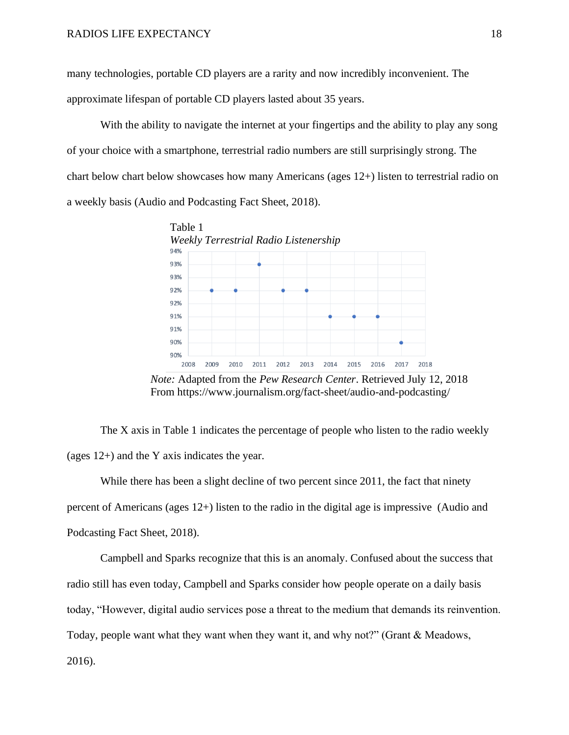many technologies, portable CD players are a rarity and now incredibly inconvenient. The approximate lifespan of portable CD players lasted about 35 years.

With the ability to navigate the internet at your fingertips and the ability to play any song of your choice with a smartphone, terrestrial radio numbers are still surprisingly strong. The chart below chart below showcases how many Americans (ages 12+) listen to terrestrial radio on a weekly basis (Audio and Podcasting Fact Sheet, 2018).

Table 1

*Weekly Terrestrial Radio Listenership*

| Year | Weekly Listenership |
|---|---|
| 2009 | 92% |
| 2010 | 92% |
| 2011 | 93% |
| 2012 | 92% |
| 2013 | 92% |
| 2014 | 91% |
| 2015 | 91% |
| 2016 | 91% |
| 2017 | 90% |

*Note:* Adapted from the *Pew Research Center*. Retrieved July 12, 2018 From https://www.journalism.org/fact-sheet/audio-and-podcasting/

The X axis in Table 1 indicates the percentage of people who listen to the radio weekly (ages 12+) and the Y axis indicates the year.

While there has been a slight decline of two percent since 2011, the fact that ninety percent of Americans (ages 12+) listen to the radio in the digital age is impressive (Audio and Podcasting Fact Sheet, 2018).

Campbell and Sparks recognize that this is an anomaly. Confused about the success that radio still has even today, Campbell and Sparks consider how people operate on a daily basis today, "However, digital audio services pose a threat to the medium that demands its reinvention. Today, people want what they want when they want it, and why not?" (Grant & Meadows, 2016).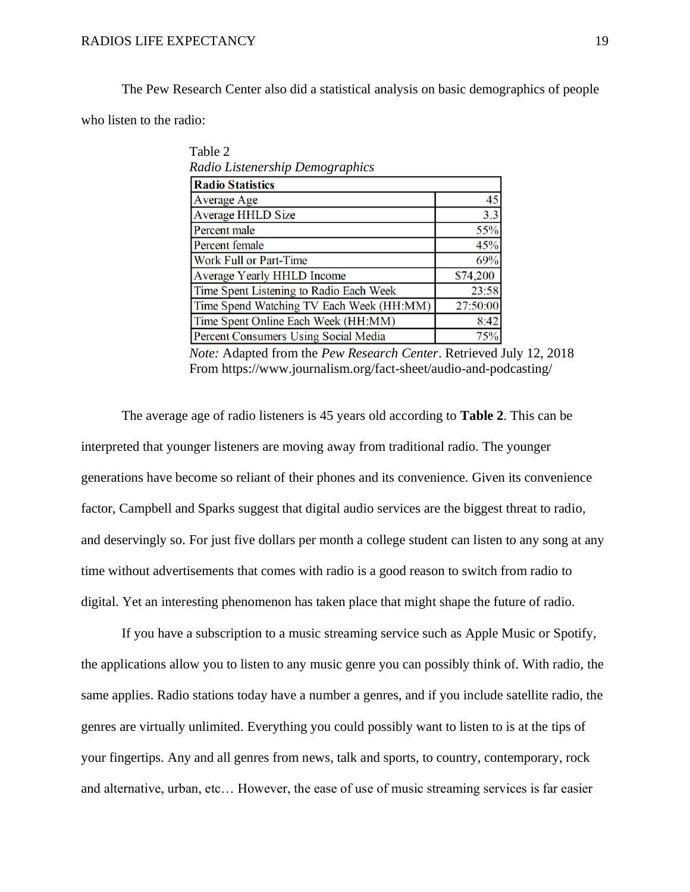The Pew Research Center also did a statistical analysis on basic demographics of people who listen to the radio:

Table 2

*Radio Listenership Demographics*

| Radio Statistics | |
|---|---|
| Average Age | 45 |
| Average HHLD Size | 3.3 |
| Percent male | 55% |
| Percent female | 45% |
| Work Full or Part-Time | 69% |
| Average Yearly HHLD Income | $74,200 |
| Time Spent Listening to Radio Each Week | 23:58 |
| Time Spend Watching TV Each Week (HH:MM) | 27:50:00 |
| Time Spent Online Each Week (HH:MM) | 8:42 |
| Percent Consumers Using Social Media | 75% |

*Note:* Adapted from the *Pew Research Center*. Retrieved July 12, 2018 From https://www.journalism.org/fact-sheet/audio-and-podcasting/

The average age of radio listeners is 45 years old according to **Table 2**. This can be interpreted that younger listeners are moving away from traditional radio. The younger generations have become so reliant of their phones and its convenience. Given its convenience factor, Campbell and Sparks suggest that digital audio services are the biggest threat to radio, and deservingly so. For just five dollars per month a college student can listen to any song at any time without advertisements that comes with radio is a good reason to switch from radio to digital. Yet an interesting phenomenon has taken place that might shape the future of radio.

If you have a subscription to a music streaming service such as Apple Music or Spotify, the applications allow you to listen to any music genre you can possibly think of. With radio, the same applies. Radio stations today have a number a genres, and if you include satellite radio, the genres are virtually unlimited. Everything you could possibly want to listen to is at the tips of your fingertips. Any and all genres from news, talk and sports, to country, contemporary, rock and alternative, urban, etc… However, the ease of use of music streaming services is far easier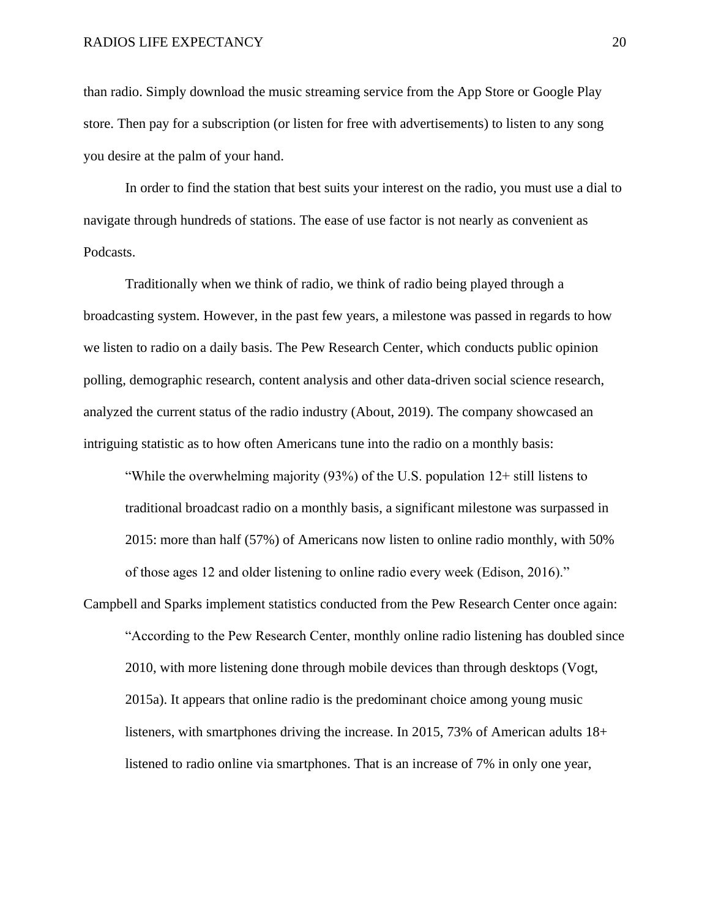than radio. Simply download the music streaming service from the App Store or Google Play store. Then pay for a subscription (or listen for free with advertisements) to listen to any song you desire at the palm of your hand.

In order to find the station that best suits your interest on the radio, you must use a dial to navigate through hundreds of stations. The ease of use factor is not nearly as convenient as Podcasts.

Traditionally when we think of radio, we think of radio being played through a broadcasting system. However, in the past few years, a milestone was passed in regards to how we listen to radio on a daily basis. The Pew Research Center, which conducts public opinion polling, demographic research, content analysis and other data-driven social science research, analyzed the current status of the radio industry (About, 2019). The company showcased an intriguing statistic as to how often Americans tune into the radio on a monthly basis:

> "While the overwhelming majority (93%) of the U.S. population 12+ still listens to traditional broadcast radio on a monthly basis, a significant milestone was surpassed in 2015: more than half (57%) of Americans now listen to online radio monthly, with 50% of those ages 12 and older listening to online radio every week (Edison, 2016)."

Campbell and Sparks implement statistics conducted from the Pew Research Center once again:

> "According to the Pew Research Center, monthly online radio listening has doubled since 2010, with more listening done through mobile devices than through desktops (Vogt, 2015a). It appears that online radio is the predominant choice among young music listeners, with smartphones driving the increase. In 2015, 73% of American adults 18+ listened to radio online via smartphones. That is an increase of 7% in only one year,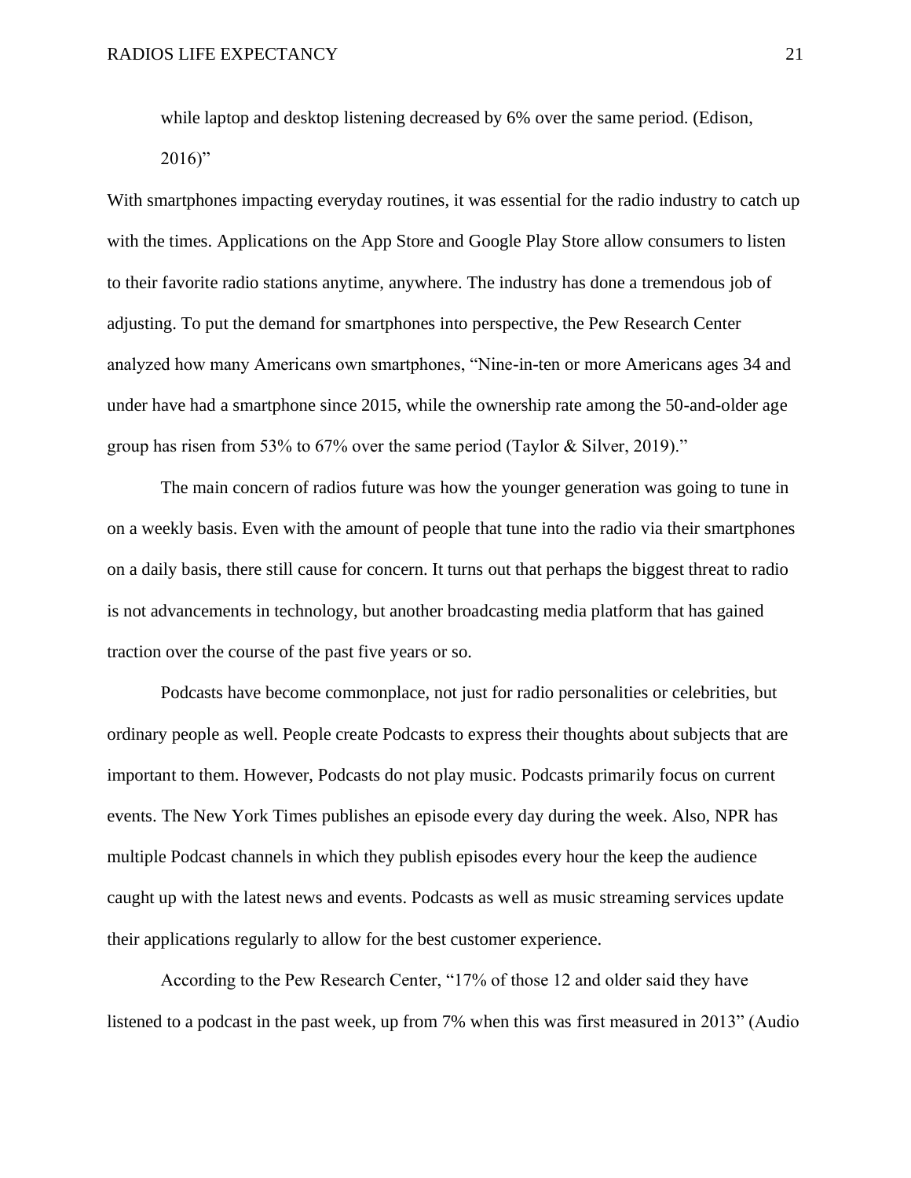while laptop and desktop listening decreased by 6% over the same period. (Edison, 2016)"

With smartphones impacting everyday routines, it was essential for the radio industry to catch up with the times. Applications on the App Store and Google Play Store allow consumers to listen to their favorite radio stations anytime, anywhere. The industry has done a tremendous job of adjusting. To put the demand for smartphones into perspective, the Pew Research Center analyzed how many Americans own smartphones, "Nine-in-ten or more Americans ages 34 and under have had a smartphone since 2015, while the ownership rate among the 50-and-older age group has risen from 53% to 67% over the same period (Taylor & Silver, 2019)."

The main concern of radios future was how the younger generation was going to tune in on a weekly basis. Even with the amount of people that tune into the radio via their smartphones on a daily basis, there still cause for concern. It turns out that perhaps the biggest threat to radio is not advancements in technology, but another broadcasting media platform that has gained traction over the course of the past five years or so.

Podcasts have become commonplace, not just for radio personalities or celebrities, but ordinary people as well. People create Podcasts to express their thoughts about subjects that are important to them. However, Podcasts do not play music. Podcasts primarily focus on current events. The New York Times publishes an episode every day during the week. Also, NPR has multiple Podcast channels in which they publish episodes every hour the keep the audience caught up with the latest news and events. Podcasts as well as music streaming services update their applications regularly to allow for the best customer experience.

According to the Pew Research Center, "17% of those 12 and older said they have listened to a podcast in the past week, up from 7% when this was first measured in 2013" (Audio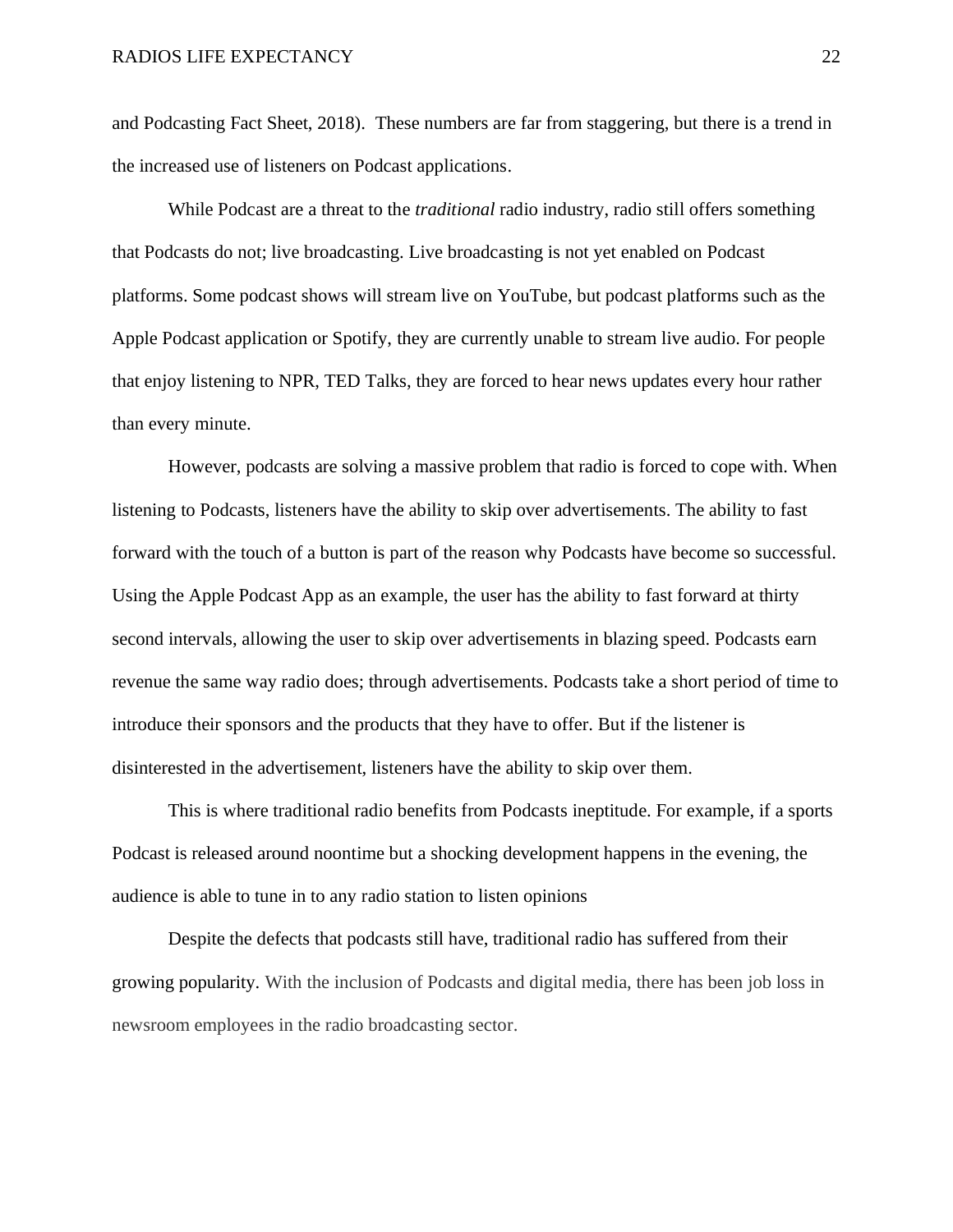and Podcasting Fact Sheet, 2018). These numbers are far from staggering, but there is a trend in the increased use of listeners on Podcast applications.

While Podcast are a threat to the *traditional* radio industry, radio still offers something that Podcasts do not; live broadcasting. Live broadcasting is not yet enabled on Podcast platforms. Some podcast shows will stream live on YouTube, but podcast platforms such as the Apple Podcast application or Spotify, they are currently unable to stream live audio. For people that enjoy listening to NPR, TED Talks, they are forced to hear news updates every hour rather than every minute.

However, podcasts are solving a massive problem that radio is forced to cope with. When listening to Podcasts, listeners have the ability to skip over advertisements. The ability to fast forward with the touch of a button is part of the reason why Podcasts have become so successful. Using the Apple Podcast App as an example, the user has the ability to fast forward at thirty second intervals, allowing the user to skip over advertisements in blazing speed. Podcasts earn revenue the same way radio does; through advertisements. Podcasts take a short period of time to introduce their sponsors and the products that they have to offer. But if the listener is disinterested in the advertisement, listeners have the ability to skip over them.

This is where traditional radio benefits from Podcasts ineptitude. For example, if a sports Podcast is released around noontime but a shocking development happens in the evening, the audience is able to tune in to any radio station to listen opinions

Despite the defects that podcasts still have, traditional radio has suffered from their growing popularity. With the inclusion of Podcasts and digital media, there has been job loss in newsroom employees in the radio broadcasting sector.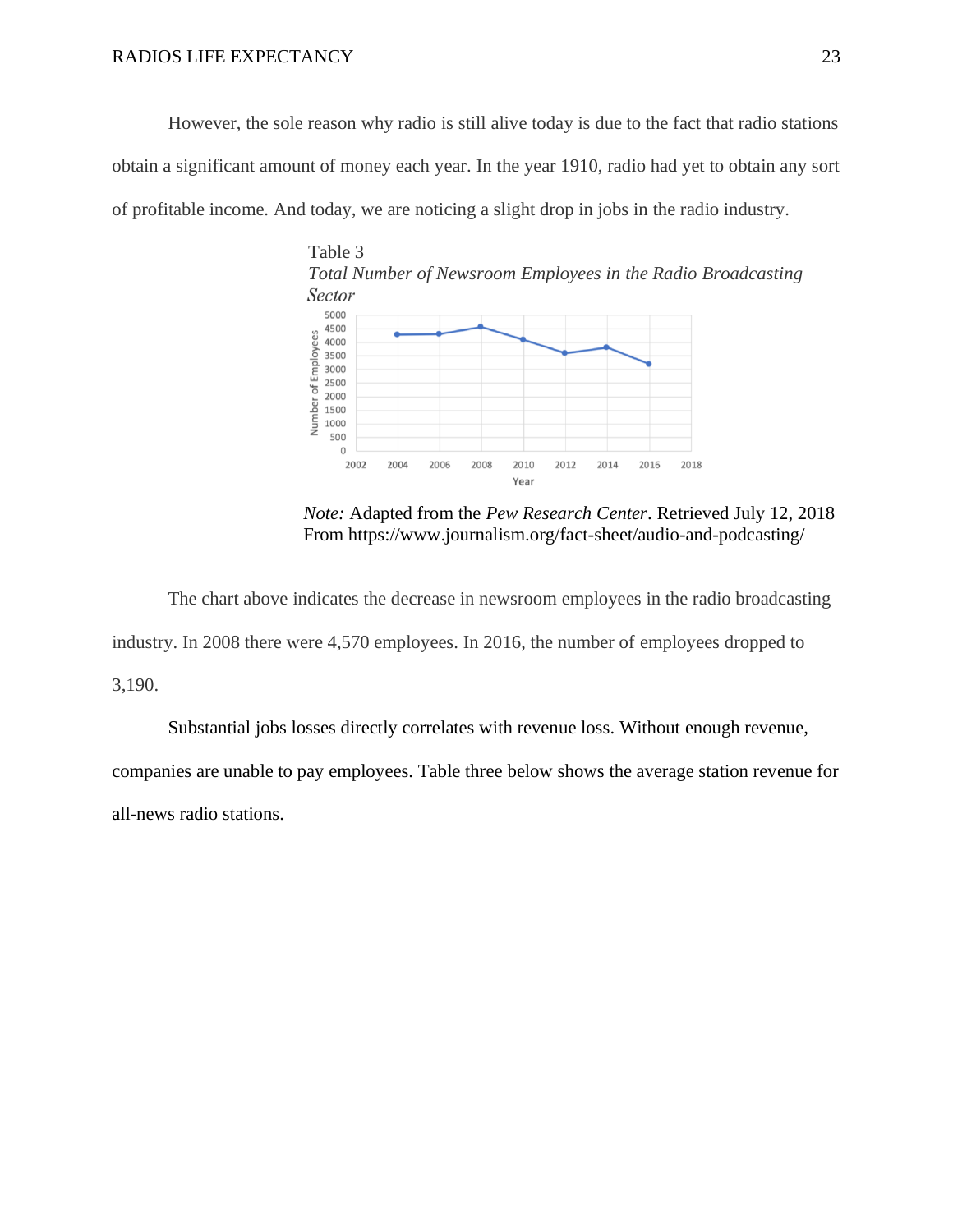However, the sole reason why radio is still alive today is due to the fact that radio stations obtain a significant amount of money each year. In the year 1910, radio had yet to obtain any sort of profitable income. And today, we are noticing a slight drop in jobs in the radio industry.

Table 3

*Total Number of Newsroom Employees in the Radio Broadcasting Sector*

*Note:* Adapted from the *Pew Research Center*. Retrieved July 12, 2018 From https://www.journalism.org/fact-sheet/audio-and-podcasting/

The chart above indicates the decrease in newsroom employees in the radio broadcasting industry. In 2008 there were 4,570 employees. In 2016, the number of employees dropped to 3,190.

Substantial jobs losses directly correlates with revenue loss. Without enough revenue, companies are unable to pay employees. Table three below shows the average station revenue for all-news radio stations.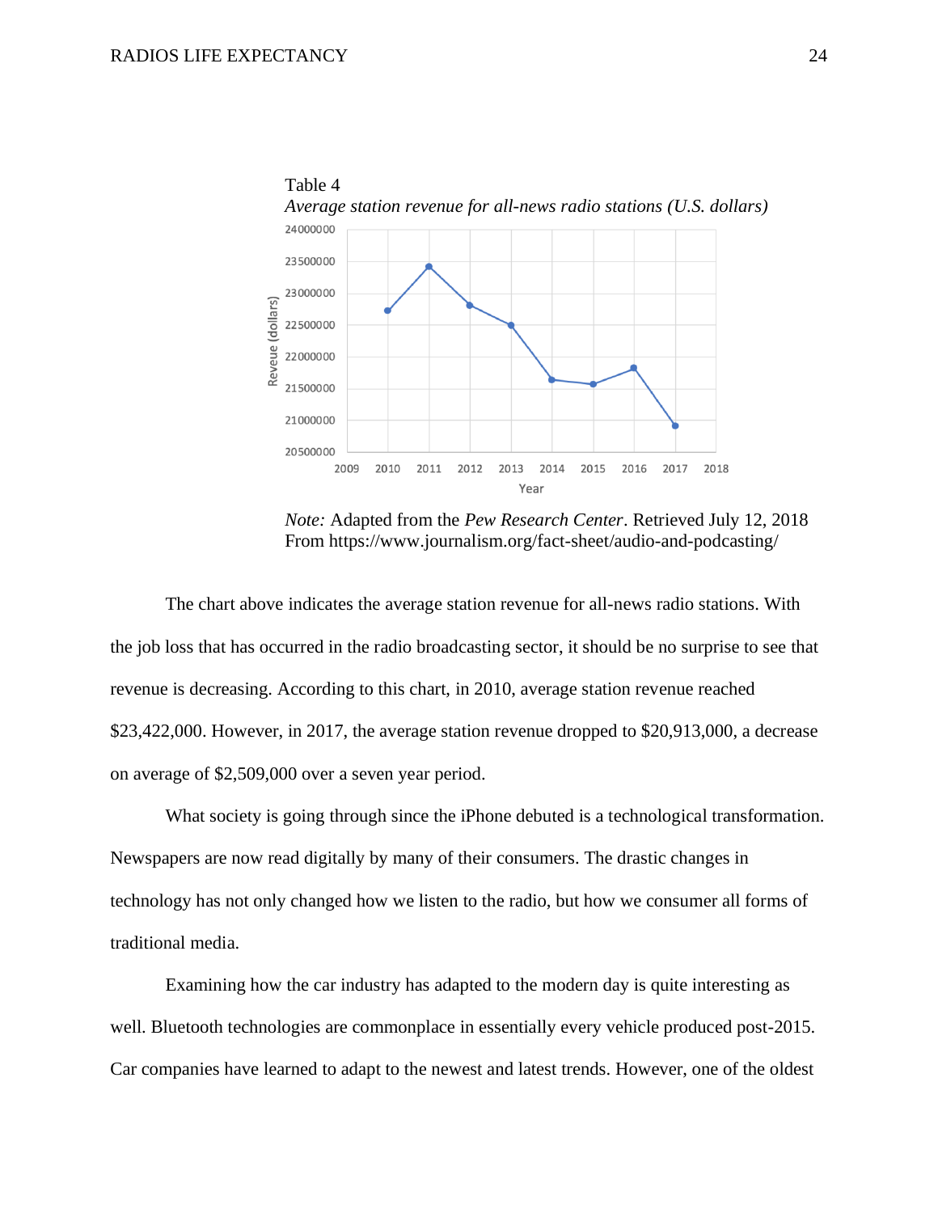Table 4

*Average station revenue for all-news radio stations (U.S. dollars)*

*Note:* Adapted from the *Pew Research Center*. Retrieved July 12, 2018 From https://www.journalism.org/fact-sheet/audio-and-podcasting/

The chart above indicates the average station revenue for all-news radio stations. With the job loss that has occurred in the radio broadcasting sector, it should be no surprise to see that revenue is decreasing. According to this chart, in 2010, average station revenue reached $23,422,000. However, in 2017, the average station revenue dropped to $20,913,000, a decrease on average of $2,509,000 over a seven year period.

What society is going through since the iPhone debuted is a technological transformation. Newspapers are now read digitally by many of their consumers. The drastic changes in technology has not only changed how we listen to the radio, but how we consumer all forms of traditional media.

Examining how the car industry has adapted to the modern day is quite interesting as well. Bluetooth technologies are commonplace in essentially every vehicle produced post-2015. Car companies have learned to adapt to the newest and latest trends. However, one of the oldest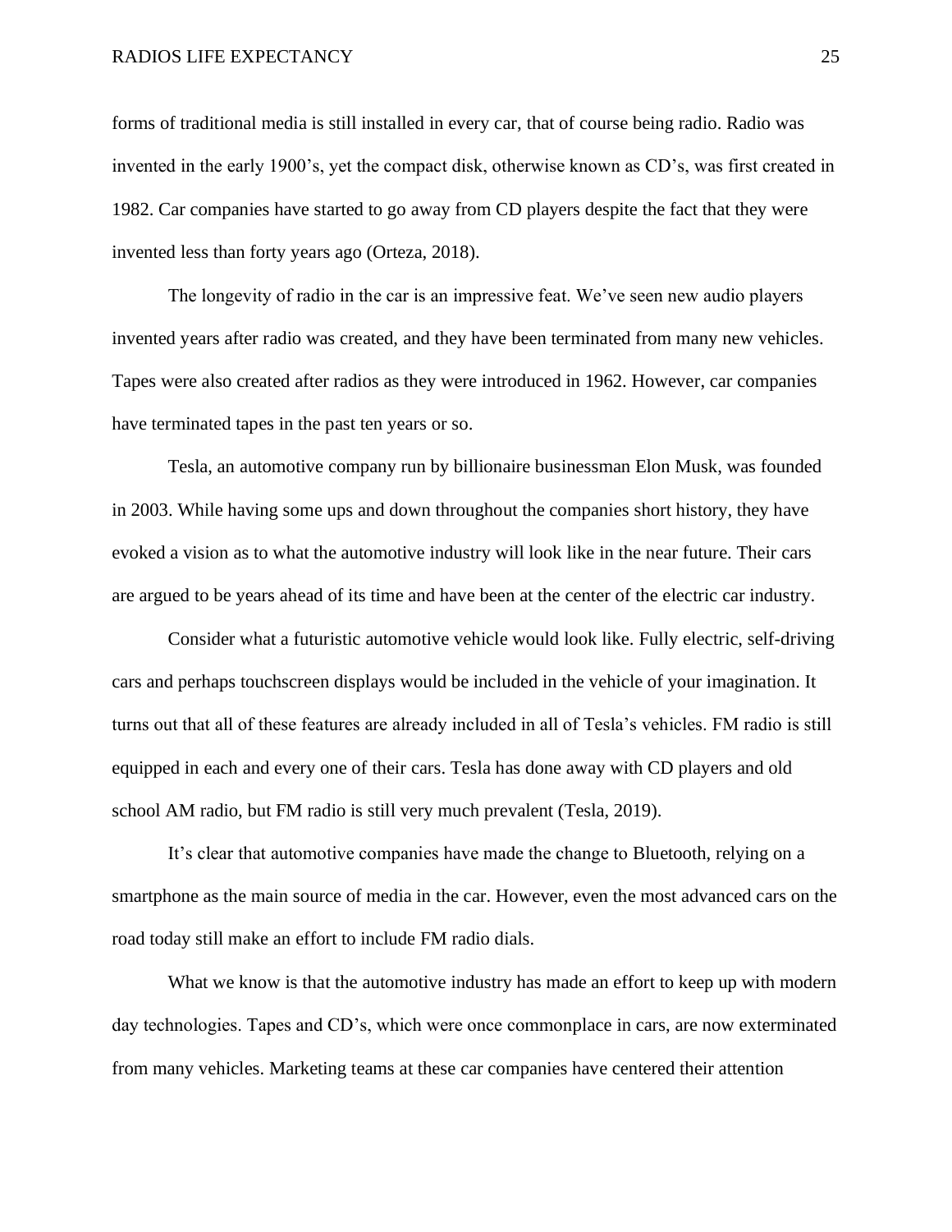forms of traditional media is still installed in every car, that of course being radio. Radio was invented in the early 1900's, yet the compact disk, otherwise known as CD's, was first created in 1982. Car companies have started to go away from CD players despite the fact that they were invented less than forty years ago (Orteza, 2018).

The longevity of radio in the car is an impressive feat. We've seen new audio players invented years after radio was created, and they have been terminated from many new vehicles. Tapes were also created after radios as they were introduced in 1962. However, car companies have terminated tapes in the past ten years or so.

Tesla, an automotive company run by billionaire businessman Elon Musk, was founded in 2003. While having some ups and down throughout the companies short history, they have evoked a vision as to what the automotive industry will look like in the near future. Their cars are argued to be years ahead of its time and have been at the center of the electric car industry.

Consider what a futuristic automotive vehicle would look like. Fully electric, self-driving cars and perhaps touchscreen displays would be included in the vehicle of your imagination. It turns out that all of these features are already included in all of Tesla's vehicles. FM radio is still equipped in each and every one of their cars. Tesla has done away with CD players and old school AM radio, but FM radio is still very much prevalent (Tesla, 2019).

It's clear that automotive companies have made the change to Bluetooth, relying on a smartphone as the main source of media in the car. However, even the most advanced cars on the road today still make an effort to include FM radio dials.

What we know is that the automotive industry has made an effort to keep up with modern day technologies. Tapes and CD's, which were once commonplace in cars, are now exterminated from many vehicles. Marketing teams at these car companies have centered their attention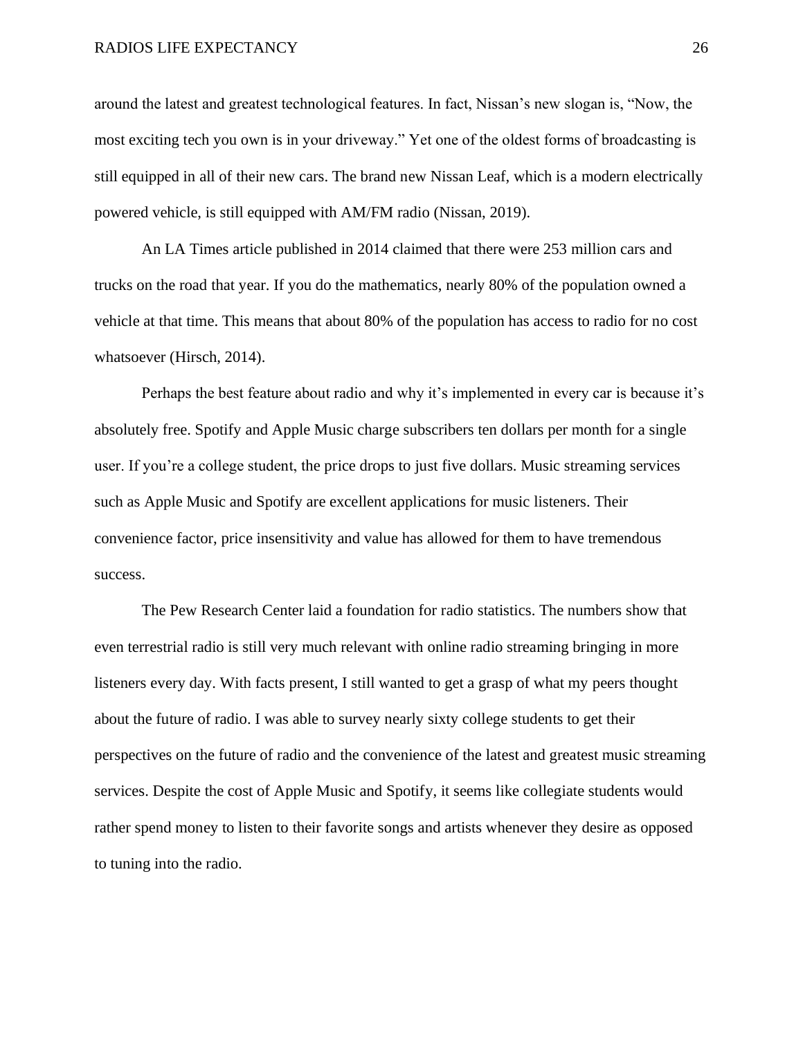around the latest and greatest technological features. In fact, Nissan's new slogan is, "Now, the most exciting tech you own is in your driveway." Yet one of the oldest forms of broadcasting is still equipped in all of their new cars. The brand new Nissan Leaf, which is a modern electrically powered vehicle, is still equipped with AM/FM radio (Nissan, 2019).

An LA Times article published in 2014 claimed that there were 253 million cars and trucks on the road that year. If you do the mathematics, nearly 80% of the population owned a vehicle at that time. This means that about 80% of the population has access to radio for no cost whatsoever (Hirsch, 2014).

Perhaps the best feature about radio and why it's implemented in every car is because it's absolutely free. Spotify and Apple Music charge subscribers ten dollars per month for a single user. If you're a college student, the price drops to just five dollars. Music streaming services such as Apple Music and Spotify are excellent applications for music listeners. Their convenience factor, price insensitivity and value has allowed for them to have tremendous success.

The Pew Research Center laid a foundation for radio statistics. The numbers show that even terrestrial radio is still very much relevant with online radio streaming bringing in more listeners every day. With facts present, I still wanted to get a grasp of what my peers thought about the future of radio. I was able to survey nearly sixty college students to get their perspectives on the future of radio and the convenience of the latest and greatest music streaming services. Despite the cost of Apple Music and Spotify, it seems like collegiate students would rather spend money to listen to their favorite songs and artists whenever they desire as opposed to tuning into the radio.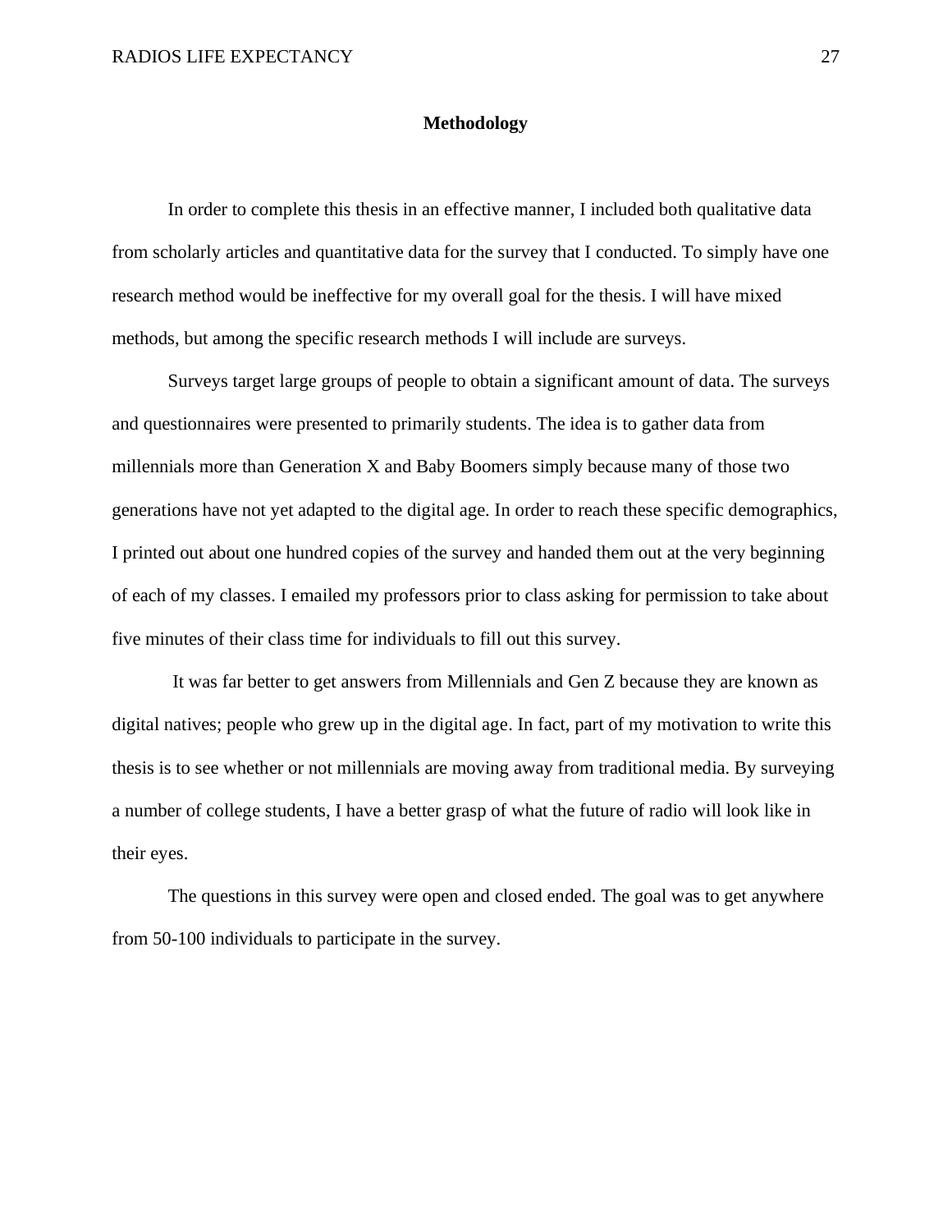## Methodology

In order to complete this thesis in an effective manner, I included both qualitative data from scholarly articles and quantitative data for the survey that I conducted. To simply have one research method would be ineffective for my overall goal for the thesis. I will have mixed methods, but among the specific research methods I will include are surveys.

Surveys target large groups of people to obtain a significant amount of data. The surveys and questionnaires were presented to primarily students. The idea is to gather data from millennials more than Generation X and Baby Boomers simply because many of those two generations have not yet adapted to the digital age. In order to reach these specific demographics, I printed out about one hundred copies of the survey and handed them out at the very beginning of each of my classes. I emailed my professors prior to class asking for permission to take about five minutes of their class time for individuals to fill out this survey.

It was far better to get answers from Millennials and Gen Z because they are known as digital natives; people who grew up in the digital age. In fact, part of my motivation to write this thesis is to see whether or not millennials are moving away from traditional media. By surveying a number of college students, I have a better grasp of what the future of radio will look like in their eyes.

The questions in this survey were open and closed ended. The goal was to get anywhere from 50-100 individuals to participate in the survey.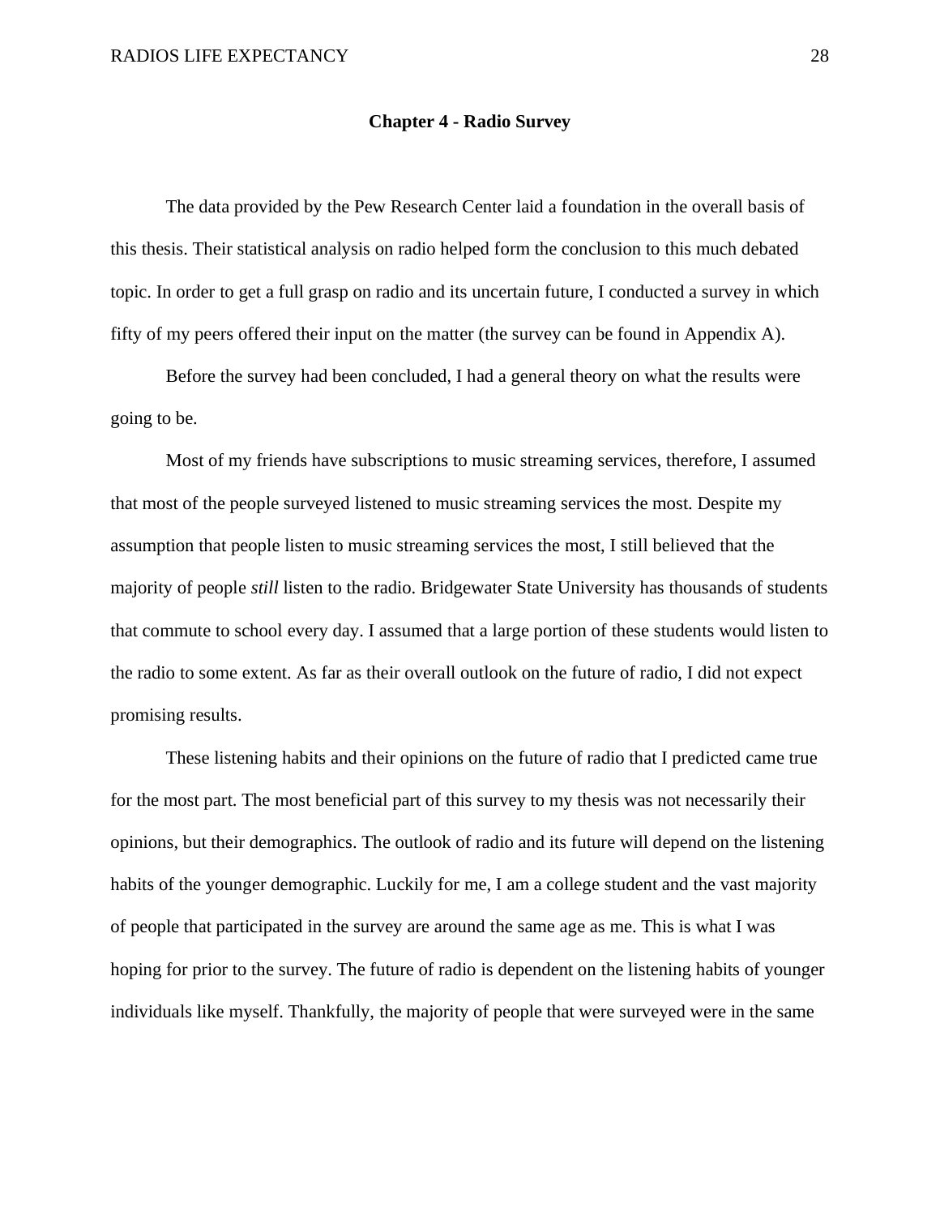## Chapter 4 - Radio Survey

The data provided by the Pew Research Center laid a foundation in the overall basis of this thesis. Their statistical analysis on radio helped form the conclusion to this much debated topic. In order to get a full grasp on radio and its uncertain future, I conducted a survey in which fifty of my peers offered their input on the matter (the survey can be found in Appendix A).

Before the survey had been concluded, I had a general theory on what the results were going to be.

Most of my friends have subscriptions to music streaming services, therefore, I assumed that most of the people surveyed listened to music streaming services the most. Despite my assumption that people listen to music streaming services the most, I still believed that the majority of people *still* listen to the radio. Bridgewater State University has thousands of students that commute to school every day. I assumed that a large portion of these students would listen to the radio to some extent. As far as their overall outlook on the future of radio, I did not expect promising results.

These listening habits and their opinions on the future of radio that I predicted came true for the most part. The most beneficial part of this survey to my thesis was not necessarily their opinions, but their demographics. The outlook of radio and its future will depend on the listening habits of the younger demographic. Luckily for me, I am a college student and the vast majority of people that participated in the survey are around the same age as me. This is what I was hoping for prior to the survey. The future of radio is dependent on the listening habits of younger individuals like myself. Thankfully, the majority of people that were surveyed were in the same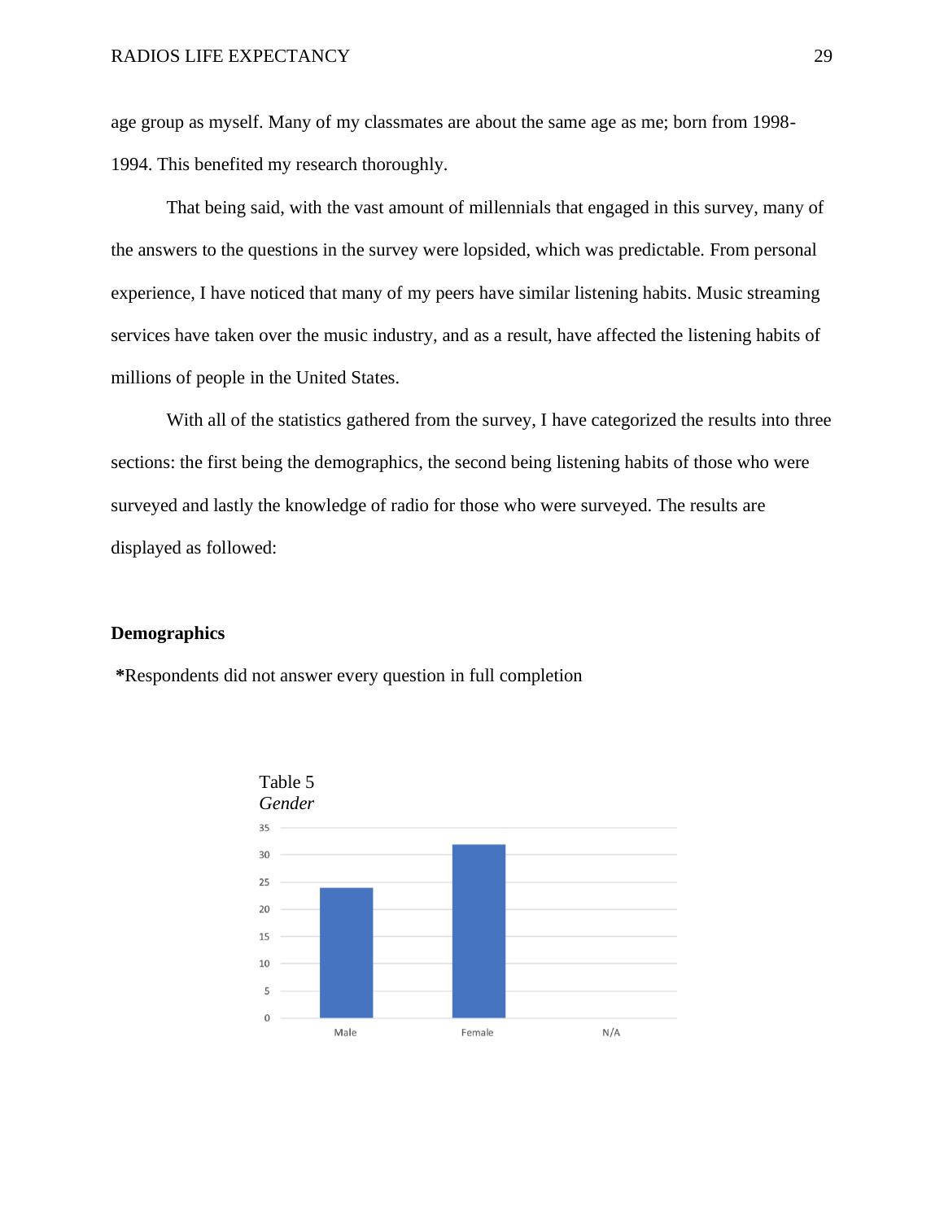age group as myself. Many of my classmates are about the same age as me; born from 1998-1994. This benefited my research thoroughly.

That being said, with the vast amount of millennials that engaged in this survey, many of the answers to the questions in the survey were lopsided, which was predictable. From personal experience, I have noticed that many of my peers have similar listening habits. Music streaming services have taken over the music industry, and as a result, have affected the listening habits of millions of people in the United States.

With all of the statistics gathered from the survey, I have categorized the results into three sections: the first being the demographics, the second being listening habits of those who were surveyed and lastly the knowledge of radio for those who were surveyed. The results are displayed as followed:

**Demographics**

***Respondents did not answer every question in full completion**

Table 5
*Gender*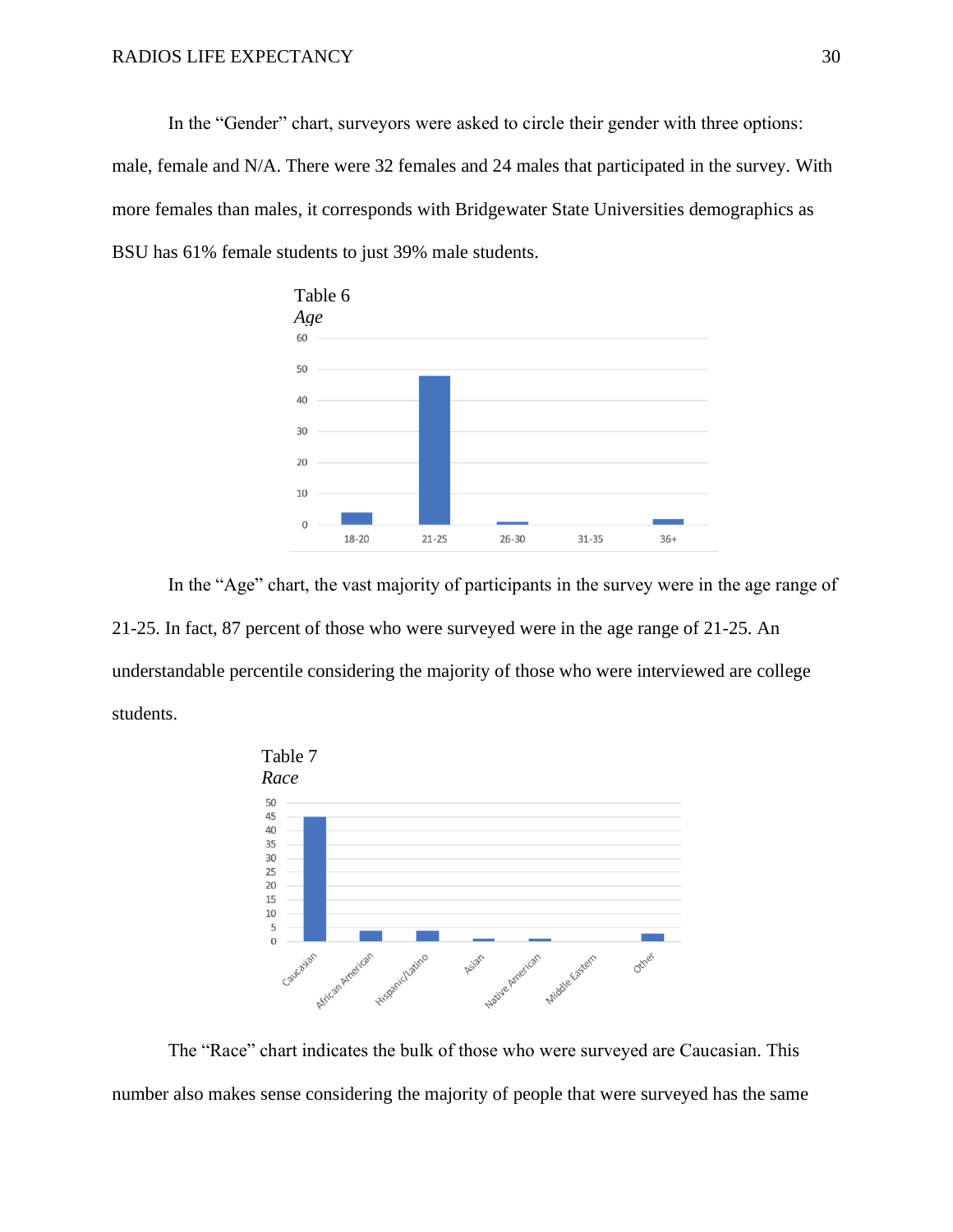In the "Gender" chart, surveyors were asked to circle their gender with three options: male, female and N/A. There were 32 females and 24 males that participated in the survey. With more females than males, it corresponds with Bridgewater State Universities demographics as BSU has 61% female students to just 39% male students.

Table 6

*Age*

In the "Age" chart, the vast majority of participants in the survey were in the age range of 21-25. In fact, 87 percent of those who were surveyed were in the age range of 21-25. An understandable percentile considering the majority of those who were interviewed are college students.

Table 7

*Race*

The "Race" chart indicates the bulk of those who were surveyed are Caucasian. This number also makes sense considering the majority of people that were surveyed has the same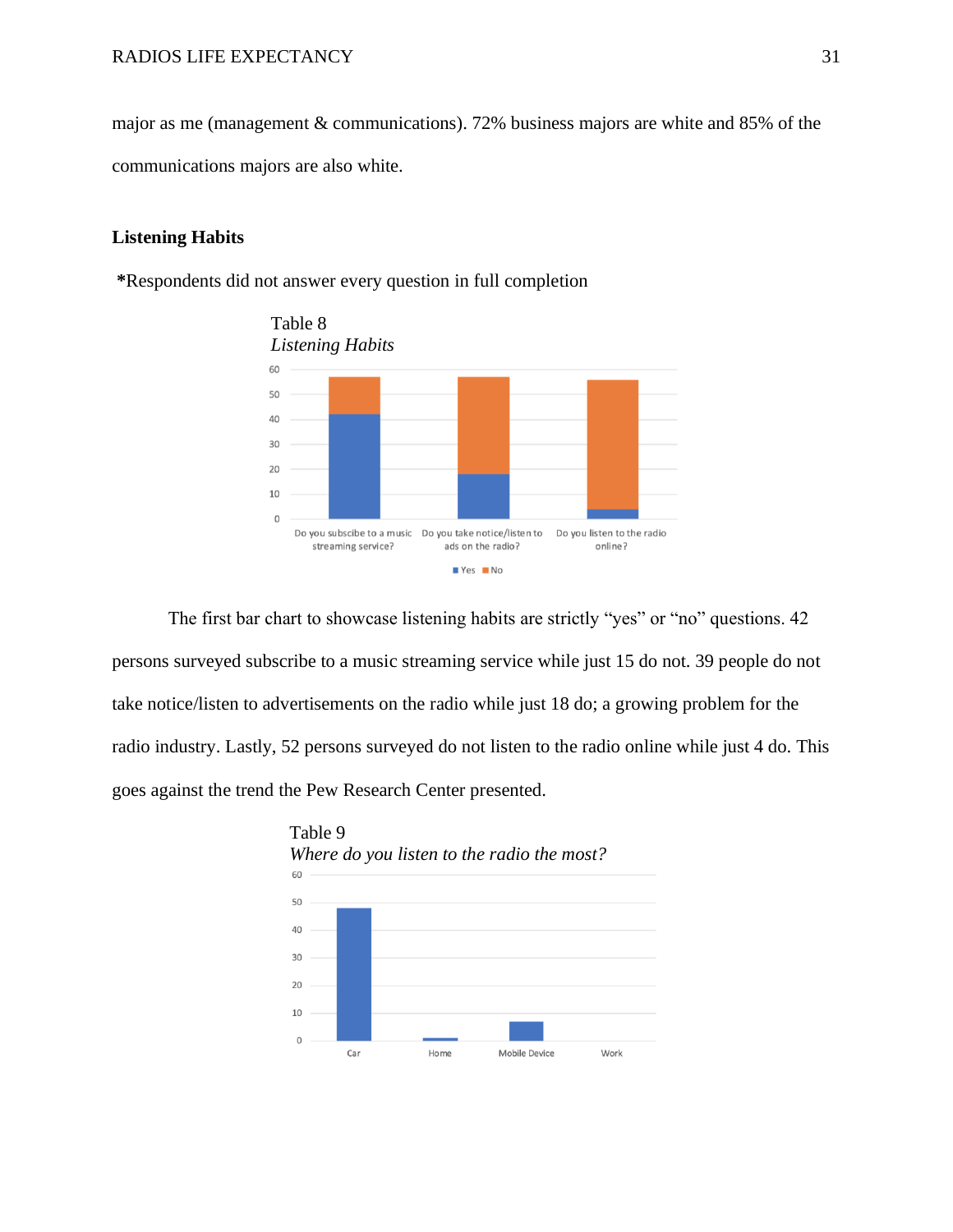major as me (management & communications). 72% business majors are white and 85% of the communications majors are also white.

**Listening Habits**

**\***Respondents did not answer every question in full completion

Table 8

*Listening Habits*

The first bar chart to showcase listening habits are strictly "yes" or "no" questions. 42 persons surveyed subscribe to a music streaming service while just 15 do not. 39 people do not take notice/listen to advertisements on the radio while just 18 do; a growing problem for the radio industry. Lastly, 52 persons surveyed do not listen to the radio online while just 4 do. This goes against the trend the Pew Research Center presented.

Table 9

*Where do you listen to the radio the most?*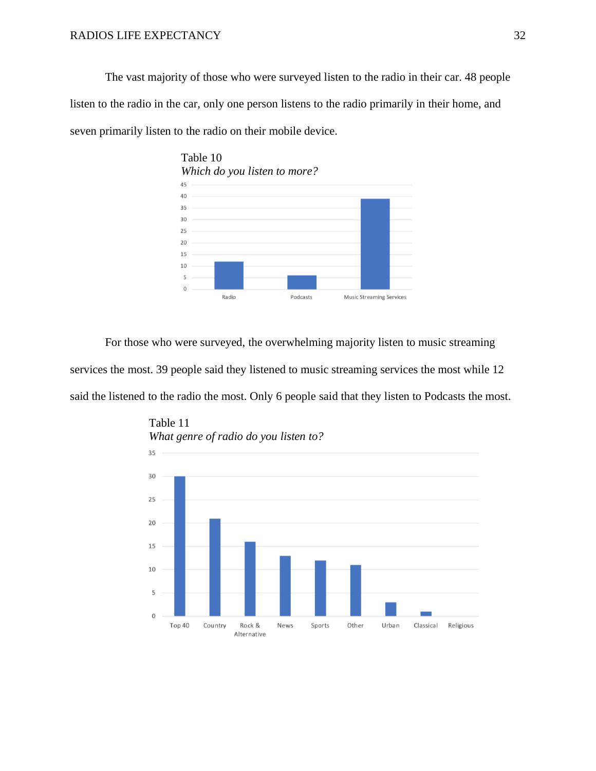The vast majority of those who were surveyed listen to the radio in their car. 48 people listen to the radio in the car, only one person listens to the radio primarily in their home, and seven primarily listen to the radio on their mobile device.

Table 10
*Which do you listen to more?*

For those who were surveyed, the overwhelming majority listen to music streaming services the most. 39 people said they listened to music streaming services the most while 12 said the listened to the radio the most. Only 6 people said that they listen to Podcasts the most.

Table 11
*What genre of radio do you listen to?*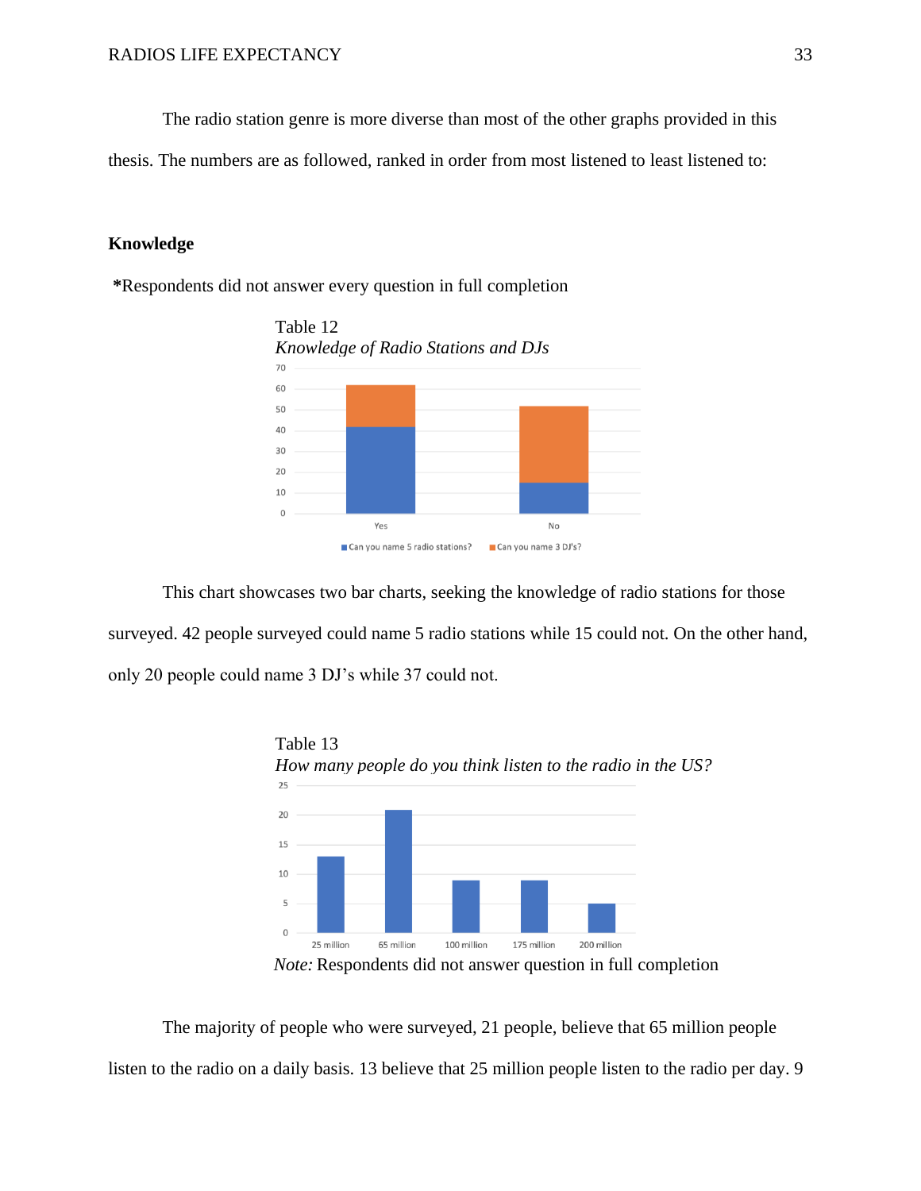The radio station genre is more diverse than most of the other graphs provided in this thesis. The numbers are as followed, ranked in order from most listened to least listened to:

**Knowledge**

*Respondents did not answer every question in full completion

Table 12

*Knowledge of Radio Stations and DJs*

This chart showcases two bar charts, seeking the knowledge of radio stations for those surveyed. 42 people surveyed could name 5 radio stations while 15 could not. On the other hand, only 20 people could name 3 DJ's while 37 could not.

Table 13

*How many people do you think listen to the radio in the US?*

*Note:* Respondents did not answer question in full completion

The majority of people who were surveyed, 21 people, believe that 65 million people listen to the radio on a daily basis. 13 believe that 25 million people listen to the radio per day. 9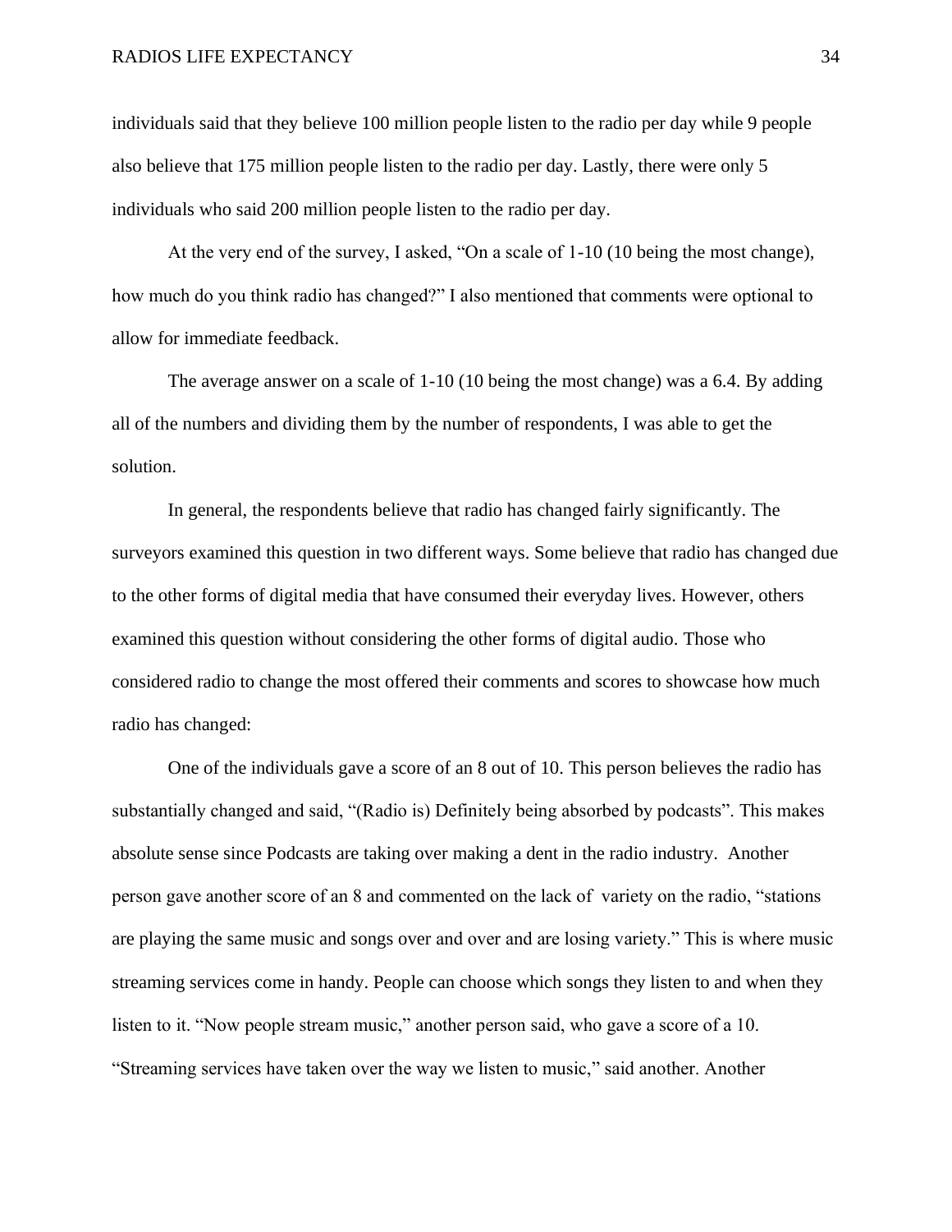individuals said that they believe 100 million people listen to the radio per day while 9 people also believe that 175 million people listen to the radio per day. Lastly, there were only 5 individuals who said 200 million people listen to the radio per day.

At the very end of the survey, I asked, "On a scale of 1-10 (10 being the most change), how much do you think radio has changed?" I also mentioned that comments were optional to allow for immediate feedback.

The average answer on a scale of 1-10 (10 being the most change) was a 6.4. By adding all of the numbers and dividing them by the number of respondents, I was able to get the solution.

In general, the respondents believe that radio has changed fairly significantly. The surveyors examined this question in two different ways. Some believe that radio has changed due to the other forms of digital media that have consumed their everyday lives. However, others examined this question without considering the other forms of digital audio. Those who considered radio to change the most offered their comments and scores to showcase how much radio has changed:

One of the individuals gave a score of an 8 out of 10. This person believes the radio has substantially changed and said, "(Radio is) Definitely being absorbed by podcasts". This makes absolute sense since Podcasts are taking over making a dent in the radio industry. Another person gave another score of an 8 and commented on the lack of variety on the radio, "stations are playing the same music and songs over and over and are losing variety." This is where music streaming services come in handy. People can choose which songs they listen to and when they listen to it. "Now people stream music," another person said, who gave a score of a 10. "Streaming services have taken over the way we listen to music," said another. Another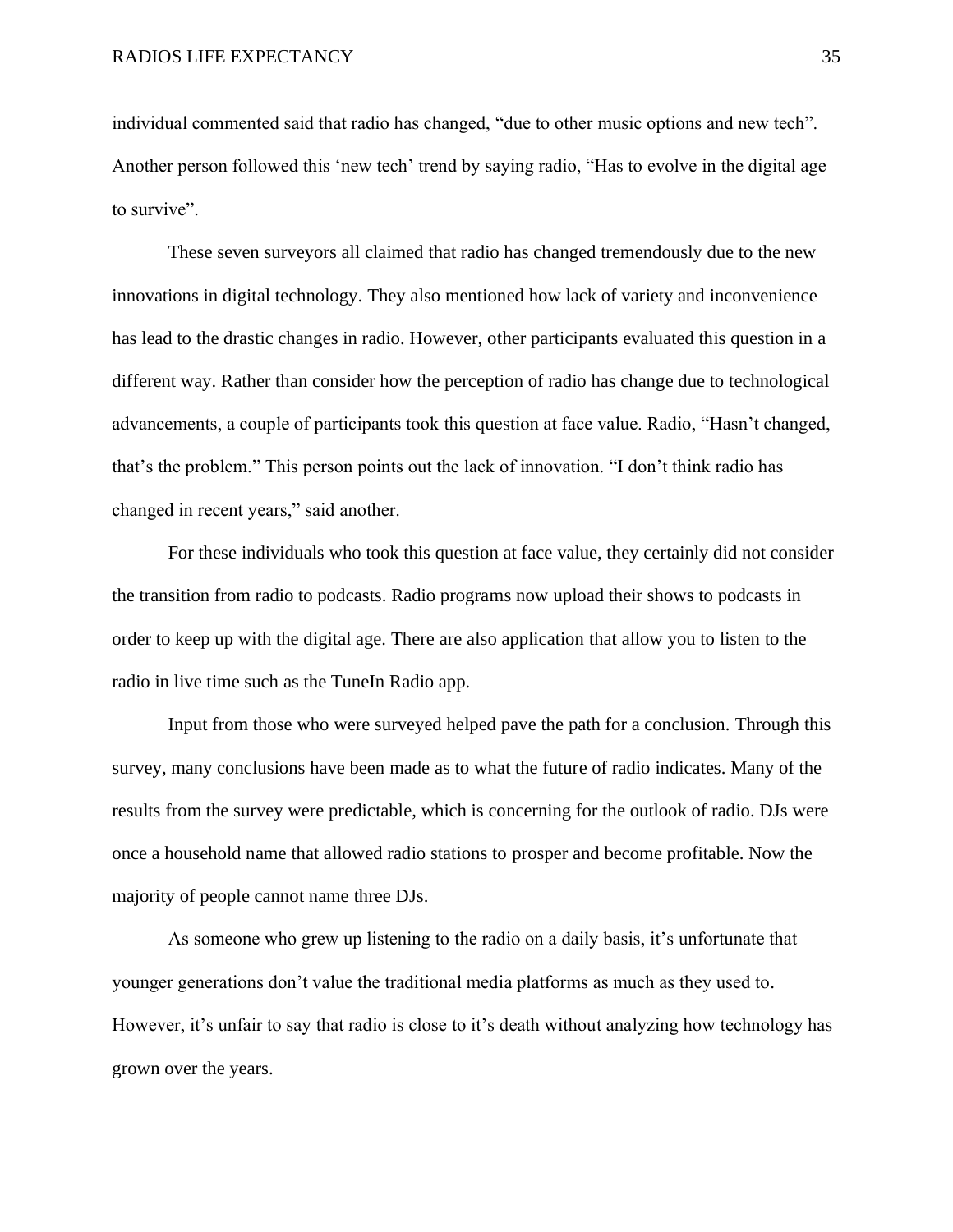individual commented said that radio has changed, “due to other music options and new tech”. Another person followed this ‘new tech’ trend by saying radio, “Has to evolve in the digital age to survive”.

These seven surveyors all claimed that radio has changed tremendously due to the new innovations in digital technology. They also mentioned how lack of variety and inconvenience has lead to the drastic changes in radio. However, other participants evaluated this question in a different way. Rather than consider how the perception of radio has change due to technological advancements, a couple of participants took this question at face value. Radio, “Hasn’t changed, that’s the problem.” This person points out the lack of innovation. “I don’t think radio has changed in recent years,” said another.

For these individuals who took this question at face value, they certainly did not consider the transition from radio to podcasts. Radio programs now upload their shows to podcasts in order to keep up with the digital age. There are also application that allow you to listen to the radio in live time such as the TuneIn Radio app.

Input from those who were surveyed helped pave the path for a conclusion. Through this survey, many conclusions have been made as to what the future of radio indicates. Many of the results from the survey were predictable, which is concerning for the outlook of radio. DJs were once a household name that allowed radio stations to prosper and become profitable. Now the majority of people cannot name three DJs.

As someone who grew up listening to the radio on a daily basis, it’s unfortunate that younger generations don’t value the traditional media platforms as much as they used to. However, it’s unfair to say that radio is close to it’s death without analyzing how technology has grown over the years.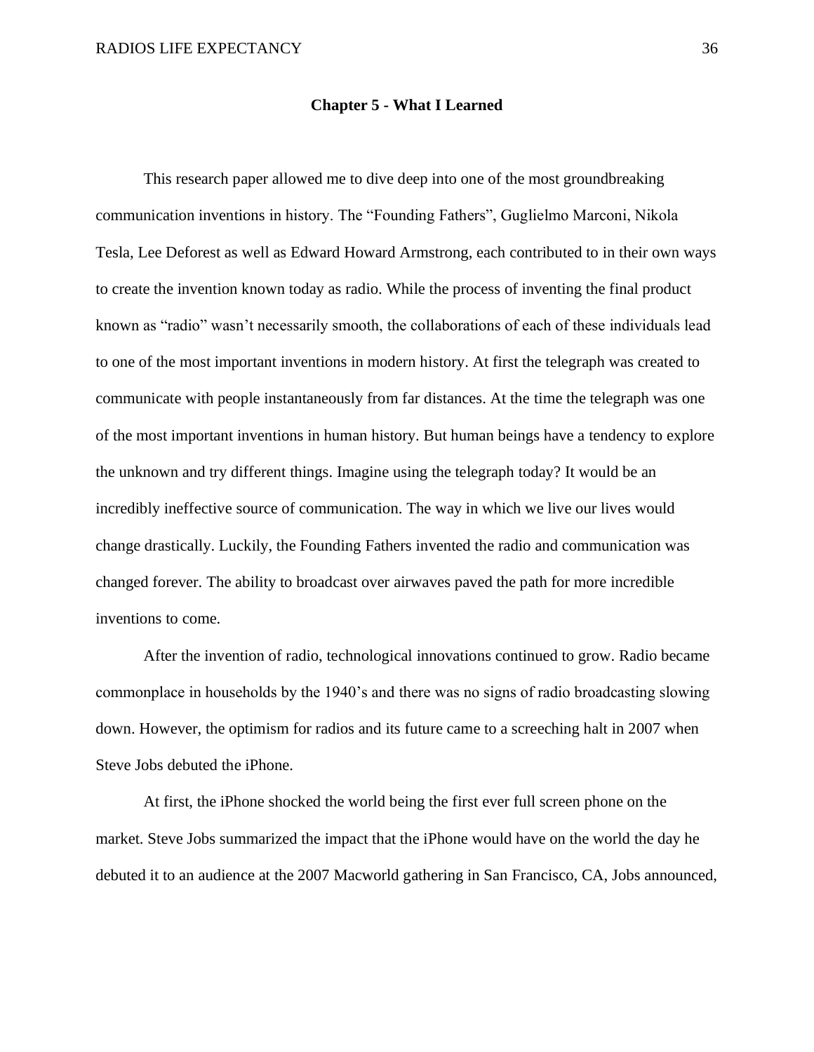## Chapter 5 - What I Learned

This research paper allowed me to dive deep into one of the most groundbreaking communication inventions in history. The "Founding Fathers", Guglielmo Marconi, Nikola Tesla, Lee Deforest as well as Edward Howard Armstrong, each contributed to in their own ways to create the invention known today as radio. While the process of inventing the final product known as "radio" wasn't necessarily smooth, the collaborations of each of these individuals lead to one of the most important inventions in modern history. At first the telegraph was created to communicate with people instantaneously from far distances. At the time the telegraph was one of the most important inventions in human history. But human beings have a tendency to explore the unknown and try different things. Imagine using the telegraph today? It would be an incredibly ineffective source of communication. The way in which we live our lives would change drastically. Luckily, the Founding Fathers invented the radio and communication was changed forever. The ability to broadcast over airwaves paved the path for more incredible inventions to come.

After the invention of radio, technological innovations continued to grow. Radio became commonplace in households by the 1940's and there was no signs of radio broadcasting slowing down. However, the optimism for radios and its future came to a screeching halt in 2007 when Steve Jobs debuted the iPhone.

At first, the iPhone shocked the world being the first ever full screen phone on the market. Steve Jobs summarized the impact that the iPhone would have on the world the day he debuted it to an audience at the 2007 Macworld gathering in San Francisco, CA, Jobs announced,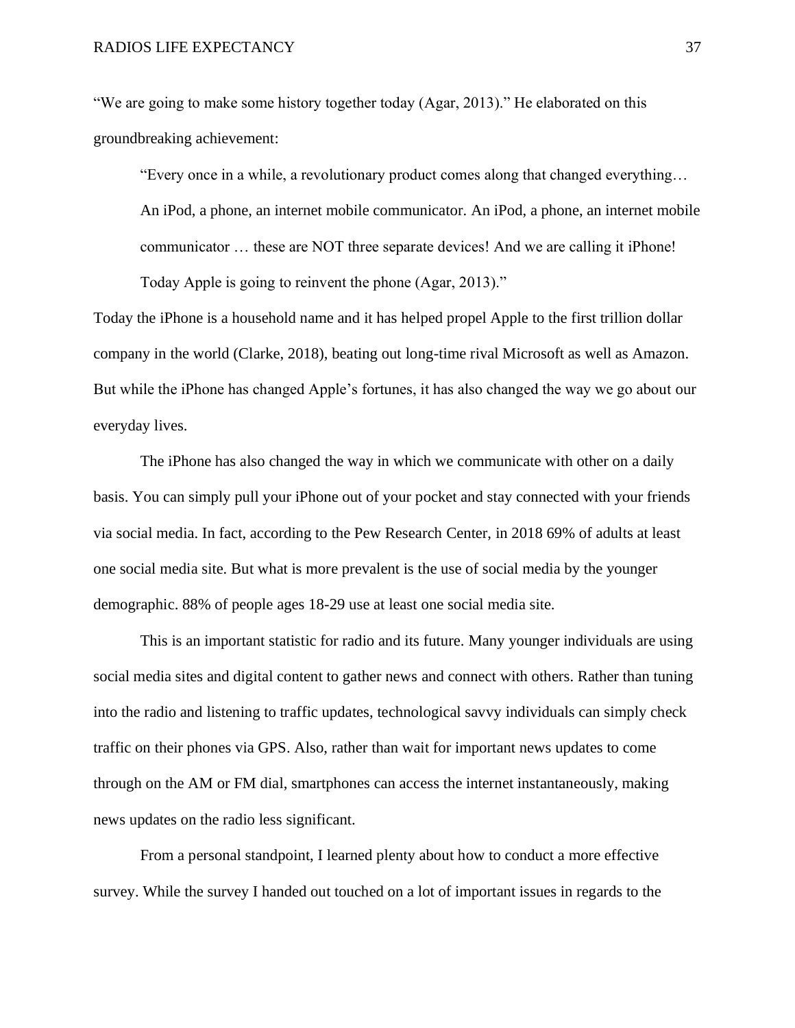"We are going to make some history together today (Agar, 2013)." He elaborated on this groundbreaking achievement:

> "Every once in a while, a revolutionary product comes along that changed everything… An iPod, a phone, an internet mobile communicator. An iPod, a phone, an internet mobile communicator … these are NOT three separate devices! And we are calling it iPhone! Today Apple is going to reinvent the phone (Agar, 2013)."

Today the iPhone is a household name and it has helped propel Apple to the first trillion dollar company in the world (Clarke, 2018), beating out long-time rival Microsoft as well as Amazon. But while the iPhone has changed Apple's fortunes, it has also changed the way we go about our everyday lives.

The iPhone has also changed the way in which we communicate with other on a daily basis. You can simply pull your iPhone out of your pocket and stay connected with your friends via social media. In fact, according to the Pew Research Center, in 2018 69% of adults at least one social media site. But what is more prevalent is the use of social media by the younger demographic. 88% of people ages 18-29 use at least one social media site.

This is an important statistic for radio and its future. Many younger individuals are using social media sites and digital content to gather news and connect with others. Rather than tuning into the radio and listening to traffic updates, technological savvy individuals can simply check traffic on their phones via GPS. Also, rather than wait for important news updates to come through on the AM or FM dial, smartphones can access the internet instantaneously, making news updates on the radio less significant.

From a personal standpoint, I learned plenty about how to conduct a more effective survey. While the survey I handed out touched on a lot of important issues in regards to the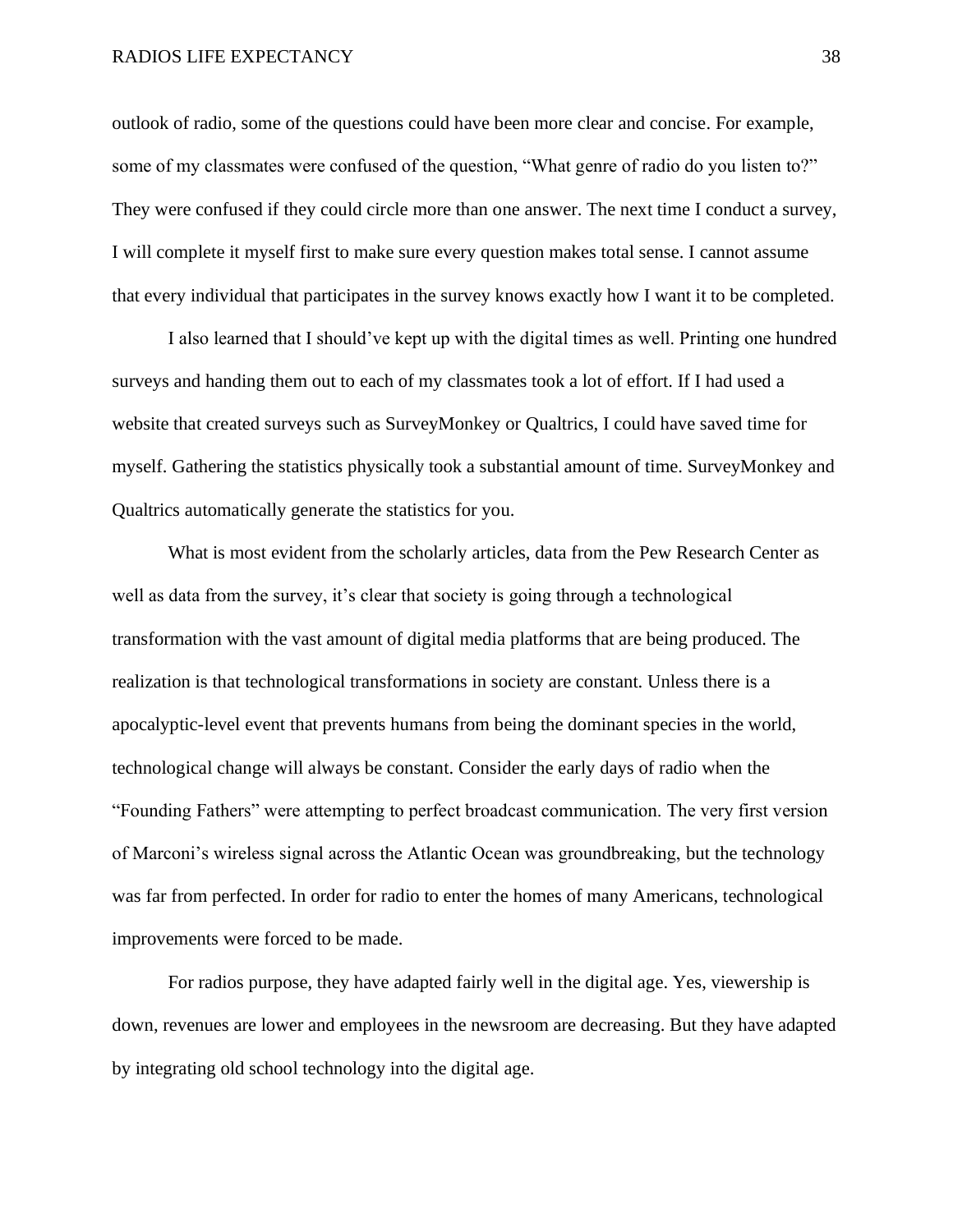outlook of radio, some of the questions could have been more clear and concise. For example, some of my classmates were confused of the question, “What genre of radio do you listen to?” They were confused if they could circle more than one answer. The next time I conduct a survey, I will complete it myself first to make sure every question makes total sense. I cannot assume that every individual that participates in the survey knows exactly how I want it to be completed.

I also learned that I should’ve kept up with the digital times as well. Printing one hundred surveys and handing them out to each of my classmates took a lot of effort. If I had used a website that created surveys such as SurveyMonkey or Qualtrics, I could have saved time for myself. Gathering the statistics physically took a substantial amount of time. SurveyMonkey and Qualtrics automatically generate the statistics for you.

What is most evident from the scholarly articles, data from the Pew Research Center as well as data from the survey, it’s clear that society is going through a technological transformation with the vast amount of digital media platforms that are being produced. The realization is that technological transformations in society are constant. Unless there is a apocalyptic-level event that prevents humans from being the dominant species in the world, technological change will always be constant. Consider the early days of radio when the “Founding Fathers” were attempting to perfect broadcast communication. The very first version of Marconi’s wireless signal across the Atlantic Ocean was groundbreaking, but the technology was far from perfected. In order for radio to enter the homes of many Americans, technological improvements were forced to be made.

For radios purpose, they have adapted fairly well in the digital age. Yes, viewership is down, revenues are lower and employees in the newsroom are decreasing. But they have adapted by integrating old school technology into the digital age.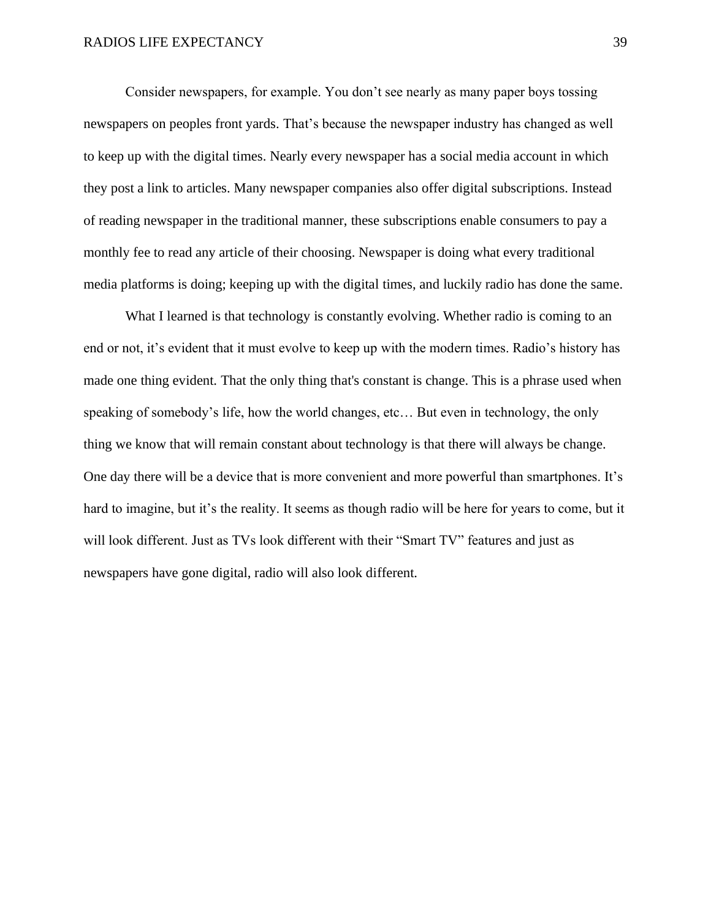Consider newspapers, for example. You don’t see nearly as many paper boys tossing newspapers on peoples front yards. That’s because the newspaper industry has changed as well to keep up with the digital times. Nearly every newspaper has a social media account in which they post a link to articles. Many newspaper companies also offer digital subscriptions. Instead of reading newspaper in the traditional manner, these subscriptions enable consumers to pay a monthly fee to read any article of their choosing. Newspaper is doing what every traditional media platforms is doing; keeping up with the digital times, and luckily radio has done the same.

What I learned is that technology is constantly evolving. Whether radio is coming to an end or not, it’s evident that it must evolve to keep up with the modern times. Radio’s history has made one thing evident. That the only thing that's constant is change. This is a phrase used when speaking of somebody’s life, how the world changes, etc… But even in technology, the only thing we know that will remain constant about technology is that there will always be change. One day there will be a device that is more convenient and more powerful than smartphones. It’s hard to imagine, but it’s the reality. It seems as though radio will be here for years to come, but it will look different. Just as TVs look different with their “Smart TV” features and just as newspapers have gone digital, radio will also look different.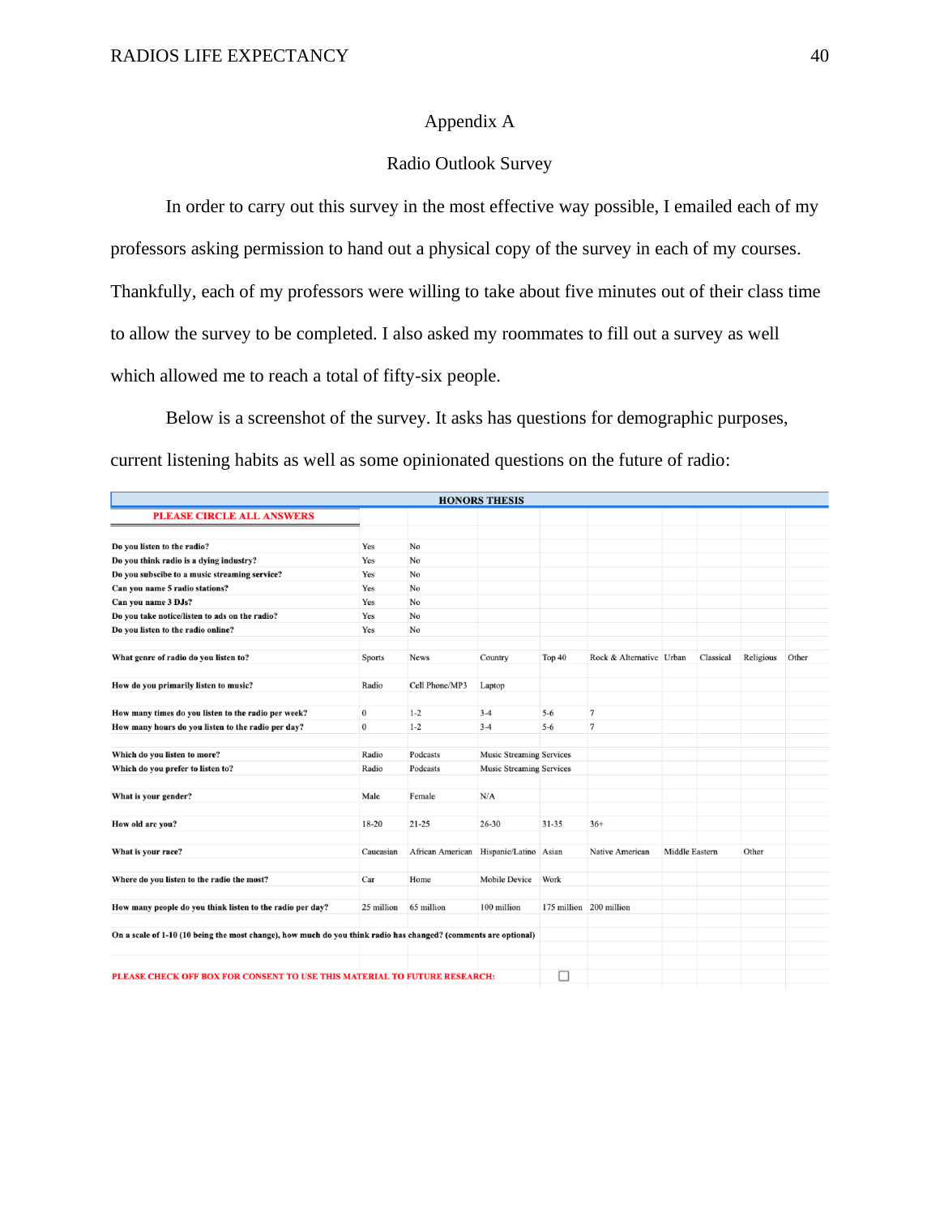# Appendix A

## Radio Outlook Survey

In order to carry out this survey in the most effective way possible, I emailed each of my professors asking permission to hand out a physical copy of the survey in each of my courses. Thankfully, each of my professors were willing to take about five minutes out of their class time to allow the survey to be completed. I also asked my roommates to fill out a survey as well which allowed me to reach a total of fifty-six people.

Below is a screenshot of the survey. It asks has questions for demographic purposes, current listening habits as well as some opinionated questions on the future of radio:

| HONORS THESIS | | | | | | | | | |
|---|---|---|---|---|---|---|---|---|---|
| **PLEASE CIRCLE ALL ANSWERS** | | | | | | | | | |
| **Do you listen to the radio?** | Yes | No | | | | | | | |
| **Do you think radio is a dying industry?** | Yes | No | | | | | | | |
| **Do you subscibe to a music streaming service?** | Yes | No | | | | | | | |
| **Can you name 5 radio stations?** | Yes | No | | | | | | | |
| **Can you name 3 DJs?** | Yes | No | | | | | | | |
| **Do you take notice/listen to ads on the radio?** | Yes | No | | | | | | | |
| **Do you listen to the radio online?** | Yes | No | | | | | | | |
| **What genre of radio do you listen to?** | Sports | News | Country | Top 40 | Rock & Alternative | Urban | Classical | Religious | Other |
| **How do you primarily listen to music?** | Radio | Cell Phone/MP3 | Laptop | | | | | | |
| **How many times do you listen to the radio per week?** | 0 | 1-2 | 3-4 | 5-6 | 7 | | | | |
| **How many hours do you listen to the radio per day?** | 0 | 1-2 | 3-4 | 5-6 | 7 | | | | |
| **Which do you listen to more?** | Radio | Podcasts | Music Streaming Services | | | | | | |
| **Which do you prefer to listen to?** | Radio | Podcasts | Music Streaming Services | | | | | | |
| **What is your gender?** | Male | Female | N/A | | | | | | |
| **How old are you?** | 18-20 | 21-25 | 26-30 | 31-35 | 36+ | | | | |
| **What is your race?** | Caucasian | African American | Hispanic/Latino | Asian | Native American | Middle Eastern | | Other | |
| **Where do you listen to the radio the most?** | Car | Home | Mobile Device | Work | | | | | |
| **How many people do you think listen to the radio per day?** | 25 million | 65 million | 100 million | 175 million | 200 million | | | | |
| **On a scale of 1-10 (10 being the most change), how much do you think radio has changed? (comments are optional)** | | | | | | | | | |
| **PLEASE CHECK OFF BOX FOR CONSENT TO USE THIS MATERIAL TO FUTURE RESEARCH:** | | | | ☐ | | | | | |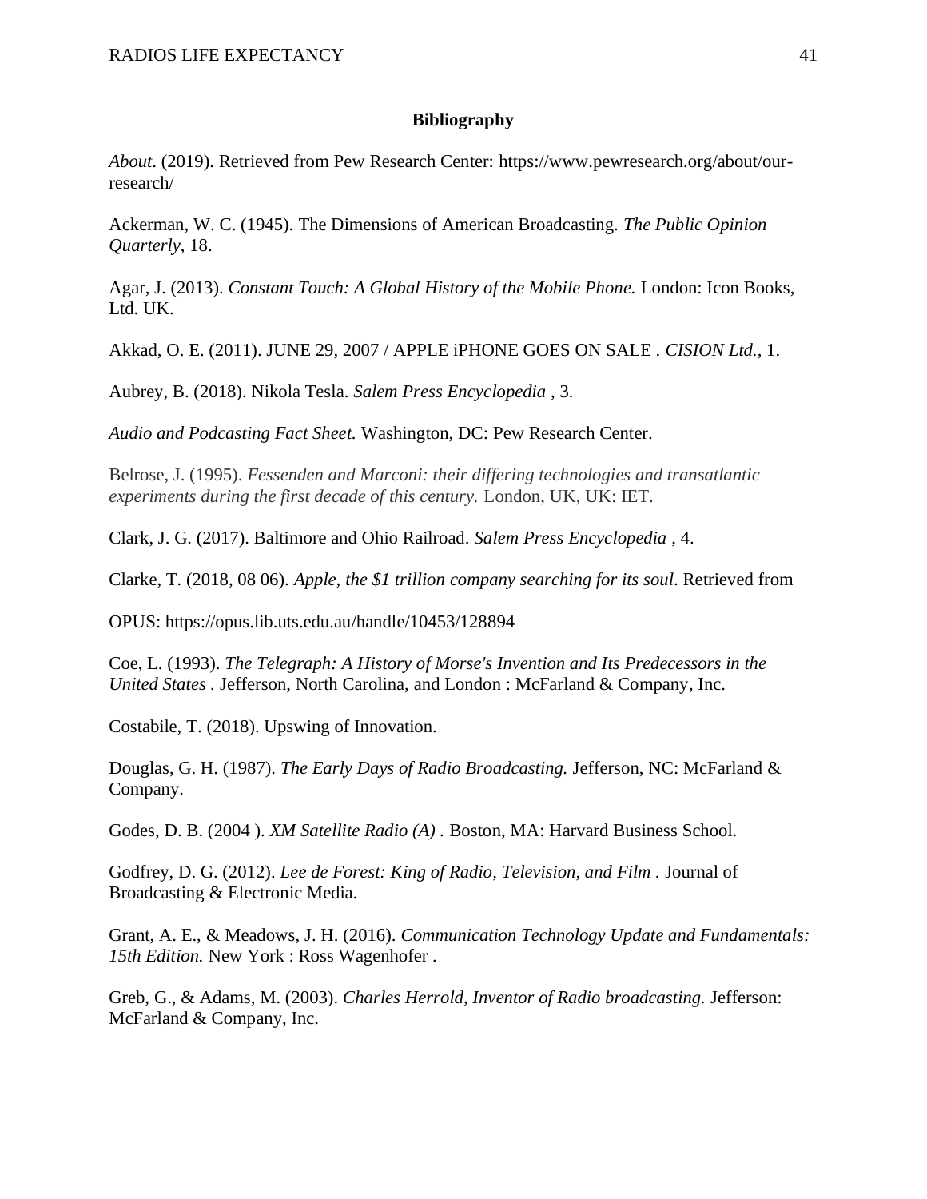**Bibliography**

*About*. (2019). Retrieved from Pew Research Center: https://www.pewresearch.org/about/our-research/

Ackerman, W. C. (1945). The Dimensions of American Broadcasting. *The Public Opinion Quarterly*, 18.

Agar, J. (2013). *Constant Touch: A Global History of the Mobile Phone.* London: Icon Books, Ltd. UK.

Akkad, O. E. (2011). JUNE 29, 2007 / APPLE iPHONE GOES ON SALE . *CISION Ltd.*, 1.

Aubrey, B. (2018). Nikola Tesla. *Salem Press Encyclopedia* , 3.

*Audio and Podcasting Fact Sheet.* Washington, DC: Pew Research Center.

Belrose, J. (1995). *Fessenden and Marconi: their differing technologies and transatlantic experiments during the first decade of this century.* London, UK, UK: IET.

Clark, J. G. (2017). Baltimore and Ohio Railroad. *Salem Press Encyclopedia* , 4.

Clarke, T. (2018, 08 06). *Apple, the $1 trillion company searching for its soul*. Retrieved from

OPUS: https://opus.lib.uts.edu.au/handle/10453/128894

Coe, L. (1993). *The Telegraph: A History of Morse's Invention and Its Predecessors in the United States* . Jefferson, North Carolina, and London : McFarland & Company, Inc.

Costabile, T. (2018). Upswing of Innovation.

Douglas, G. H. (1987). *The Early Days of Radio Broadcasting.* Jefferson, NC: McFarland & Company.

Godes, D. B. (2004 ). *XM Satellite Radio (A)* . Boston, MA: Harvard Business School.

Godfrey, D. G. (2012). *Lee de Forest: King of Radio, Television, and Film* . Journal of Broadcasting & Electronic Media.

Grant, A. E., & Meadows, J. H. (2016). *Communication Technology Update and Fundamentals: 15th Edition.* New York : Ross Wagenhofer .

Greb, G., & Adams, M. (2003). *Charles Herrold, Inventor of Radio broadcasting.* Jefferson: McFarland & Company, Inc.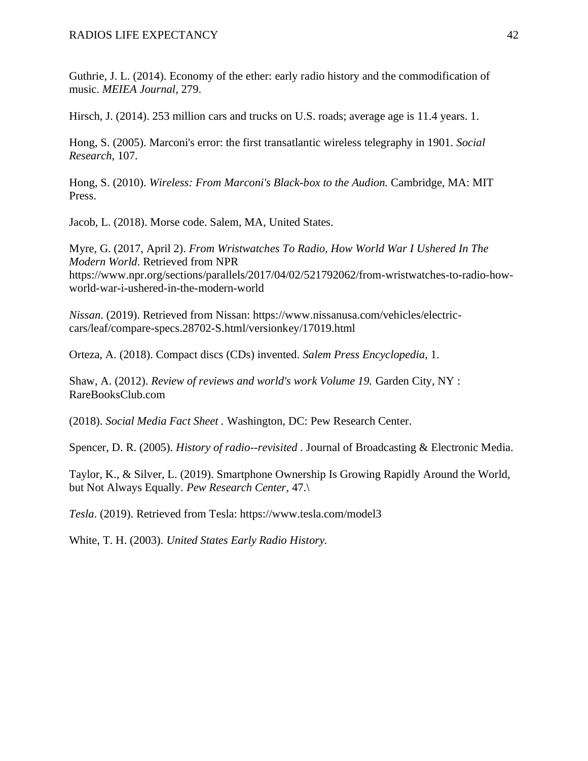Guthrie, J. L. (2014). Economy of the ether: early radio history and the commodification of music. *MEIEA Journal*, 279.

Hirsch, J. (2014). 253 million cars and trucks on U.S. roads; average age is 11.4 years. 1.

Hong, S. (2005). Marconi's error: the first transatlantic wireless telegraphy in 1901. *Social Research*, 107.

Hong, S. (2010). *Wireless: From Marconi's Black-box to the Audion.* Cambridge, MA: MIT Press.

Jacob, L. (2018). Morse code. Salem, MA, United States.

Myre, G. (2017, April 2). *From Wristwatches To Radio, How World War I Ushered In The Modern World*. Retrieved from NPR https://www.npr.org/sections/parallels/2017/04/02/521792062/from-wristwatches-to-radio-how-world-war-i-ushered-in-the-modern-world

*Nissan*. (2019). Retrieved from Nissan: https://www.nissanusa.com/vehicles/electric-cars/leaf/compare-specs.28702-S.html/versionkey/17019.html

Orteza, A. (2018). Compact discs (CDs) invented. *Salem Press Encyclopedia*, 1.

Shaw, A. (2012). *Review of reviews and world's work Volume 19.* Garden City, NY : RareBooksClub.com

(2018). *Social Media Fact Sheet* . Washington, DC: Pew Research Center.

Spencer, D. R. (2005). *History of radio--revisited* . Journal of Broadcasting & Electronic Media.

Taylor, K., & Silver, L. (2019). Smartphone Ownership Is Growing Rapidly Around the World, but Not Always Equally. *Pew Research Center*, 47.\

*Tesla*. (2019). Retrieved from Tesla: https://www.tesla.com/model3

White, T. H. (2003). *United States Early Radio History.*